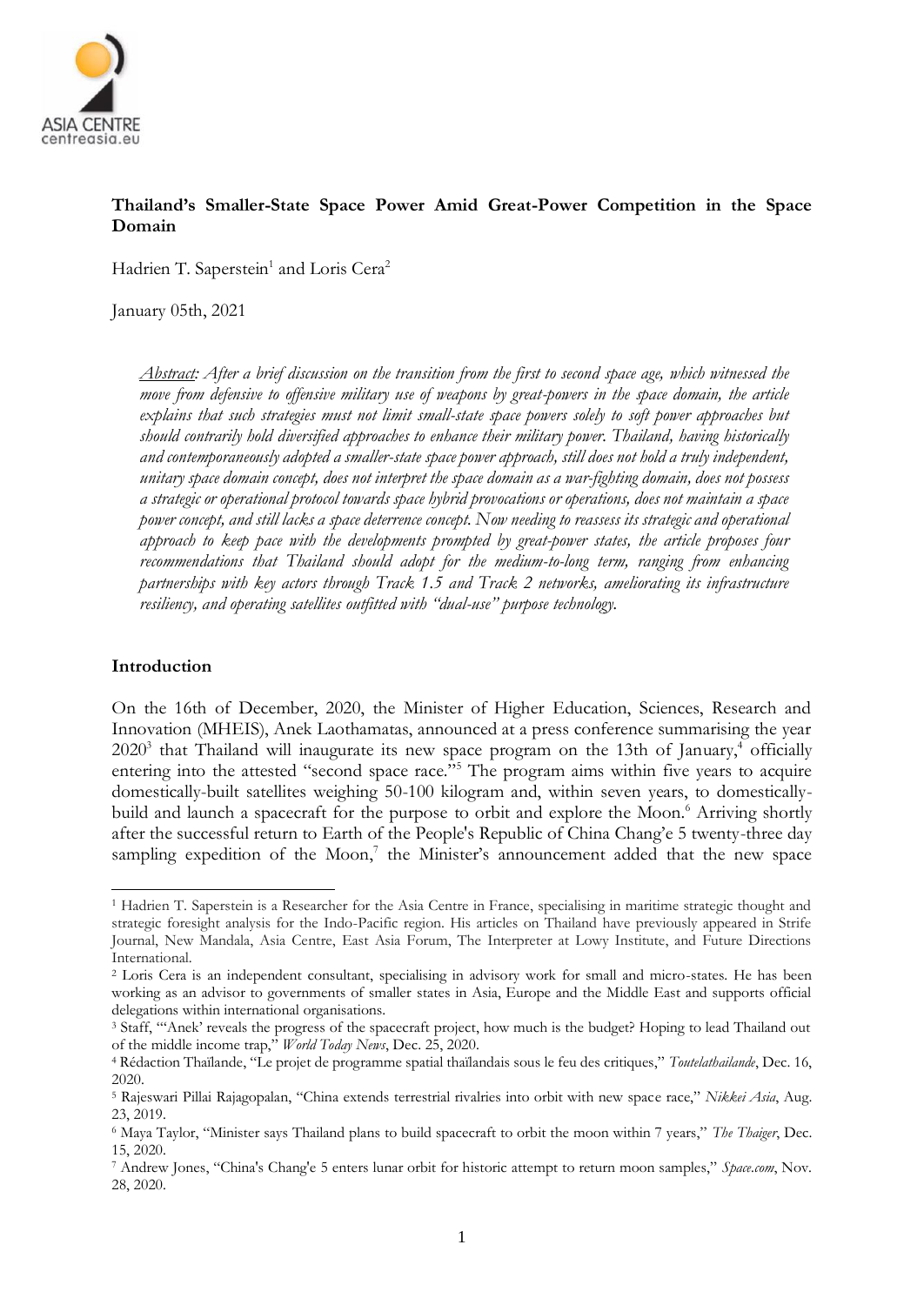**Thailand's Smaller-State Space Power Amid Great-Power Competition in the Space Domain**

Hadrien T. Saperstein[1] and Loris Cera[2]

January 05th, 2021

*Abstract: After a brief discussion on the transition from the first to second space age, which witnessed the move from defensive to offensive military use of weapons by great-powers in the space domain, the article explains that such strategies must not limit small-state space powers solely to soft power approaches but should contrarily hold diversified approaches to enhance their military power. Thailand, having historically and contemporaneously adopted a smaller-state space power approach, still does not hold a truly independent, unitary space domain concept, does not interpret the space domain as a war-fighting domain, does not possess a strategic or operational protocol towards space hybrid provocations or operations, does not maintain a space power concept, and still lacks a space deterrence concept. Now needing to reassess its strategic and operational approach to keep pace with the developments prompted by great-power states, the article proposes four recommendations that Thailand should adopt for the medium-to-long term, ranging from enhancing partnerships with key actors through Track 1.5 and Track 2 networks, ameliorating its infrastructure resiliency, and operating satellites outfitted with "dual-use" purpose technology.*

## Introduction

On the 16th of December, 2020, the Minister of Higher Education, Sciences, Research and Innovation (MHEIS), Anek Laothamatas, announced at a press conference summarising the year 2020[3] that Thailand will inaugurate its new space program on the 13th of January,[4] officially entering into the attested "second space race."[5] The program aims within five years to acquire domestically-built satellites weighing 50-100 kilogram and, within seven years, to domestically-build and launch a spacecraft for the purpose to orbit and explore the Moon.[6] Arriving shortly after the successful return to Earth of the People's Republic of China Chang'e 5 twenty-three day sampling expedition of the Moon,[7] the Minister's announcement added that the new space

---

[1] Hadrien T. Saperstein is a Researcher for the Asia Centre in France, specialising in maritime strategic thought and strategic foresight analysis for the Indo-Pacific region. His articles on Thailand have previously appeared in Strife Journal, New Mandala, Asia Centre, East Asia Forum, The Interpreter at Lowy Institute, and Future Directions International.

[2] Loris Cera is an independent consultant, specialising in advisory work for small and micro-states. He has been working as an advisor to governments of smaller states in Asia, Europe and the Middle East and supports official delegations within international organisations.

[3] Staff, "'Anek' reveals the progress of the spacecraft project, how much is the budget? Hoping to lead Thailand out of the middle income trap," *World Today News*, Dec. 25, 2020.

[4] Rédaction Thaïlande, "Le projet de programme spatial thaïlandais sous le feu des critiques," *Toutelathailande*, Dec. 16, 2020.

[5] Rajeswari Pillai Rajagopalan, "China extends terrestrial rivalries into orbit with new space race," *Nikkei Asia*, Aug. 23, 2019.

[6] Maya Taylor, "Minister says Thailand plans to build spacecraft to orbit the moon within 7 years," *The Thaiger*, Dec. 15, 2020.

[7] Andrew Jones, "China's Chang'e 5 enters lunar orbit for historic attempt to return moon samples," *Space.com*, Nov. 28, 2020.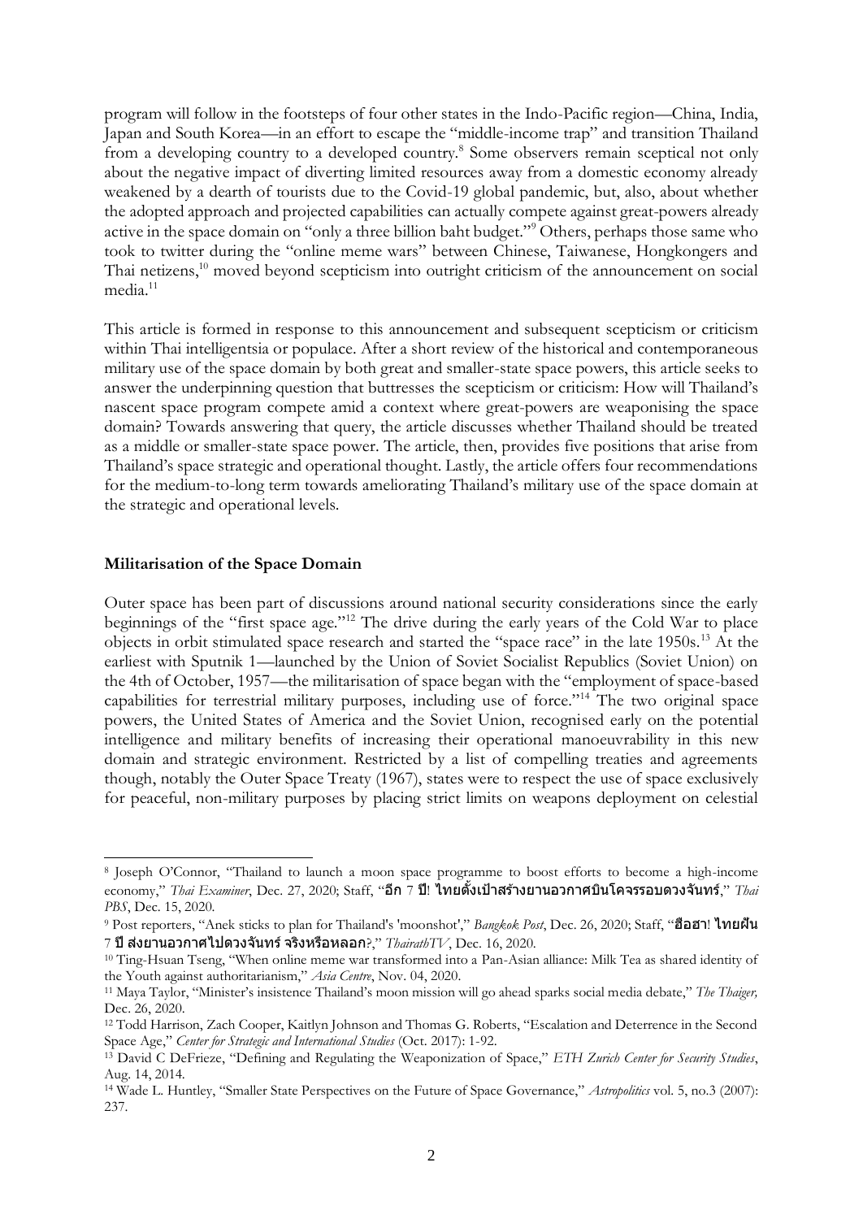program will follow in the footsteps of four other states in the Indo-Pacific region—China, India, Japan and South Korea—in an effort to escape the "middle-income trap" and transition Thailand from a developing country to a developed country.[8] Some observers remain sceptical not only about the negative impact of diverting limited resources away from a domestic economy already weakened by a dearth of tourists due to the Covid-19 global pandemic, but, also, about whether the adopted approach and projected capabilities can actually compete against great-powers already active in the space domain on "only a three billion baht budget."[9] Others, perhaps those same who took to twitter during the "online meme wars" between Chinese, Taiwanese, Hongkongers and Thai netizens,[10] moved beyond scepticism into outright criticism of the announcement on social media.[11]

This article is formed in response to this announcement and subsequent scepticism or criticism within Thai intelligentsia or populace. After a short review of the historical and contemporaneous military use of the space domain by both great and smaller-state space powers, this article seeks to answer the underpinning question that buttresses the scepticism or criticism: How will Thailand's nascent space program compete amid a context where great-powers are weaponising the space domain? Towards answering that query, the article discusses whether Thailand should be treated as a middle or smaller-state space power. The article, then, provides five positions that arise from Thailand's space strategic and operational thought. Lastly, the article offers four recommendations for the medium-to-long term towards ameliorating Thailand's military use of the space domain at the strategic and operational levels.

## Militarisation of the Space Domain

Outer space has been part of discussions around national security considerations since the early beginnings of the "first space age."[12] The drive during the early years of the Cold War to place objects in orbit stimulated space research and started the "space race" in the late 1950s.[13] At the earliest with Sputnik 1—launched by the Union of Soviet Socialist Republics (Soviet Union) on the 4th of October, 1957—the militarisation of space began with the "employment of space-based capabilities for terrestrial military purposes, including use of force."[14] The two original space powers, the United States of America and the Soviet Union, recognised early on the potential intelligence and military benefits of increasing their operational manoeuvrability in this new domain and strategic environment. Restricted by a list of compelling treaties and agreements though, notably the Outer Space Treaty (1967), states were to respect the use of space exclusively for peaceful, non-military purposes by placing strict limits on weapons deployment on celestial

---

[8] Joseph O'Connor, "Thailand to launch a moon space programme to boost efforts to become a high-income economy," *Thai Examiner*, Dec. 27, 2020; Staff, "**อีก** 7 **ปี! ไทยตั้งเป้าสร้างยานอวกาศบินโคจรรอบดวงจันทร์**," *Thai PBS*, Dec. 15, 2020.

[9] Post reporters, "Anek sticks to plan for Thailand's 'moonshot'," *Bangkok Post*, Dec. 26, 2020; Staff, "**ฮือฮา! ไทยฝัน** 7 **ปี ส่งยานอวกาศไปดวงจันทร์ จริงหรือหลอก**?," *ThairathTV*, Dec. 16, 2020.

[10] Ting-Hsuan Tseng, "When online meme war transformed into a Pan-Asian alliance: Milk Tea as shared identity of the Youth against authoritarianism," *Asia Centre*, Nov. 04, 2020.

[11] Maya Taylor, "Minister's insistence Thailand's moon mission will go ahead sparks social media debate," *The Thaiger,* Dec. 26, 2020.

[12] Todd Harrison, Zach Cooper, Kaitlyn Johnson and Thomas G. Roberts, "Escalation and Deterrence in the Second Space Age," *Center for Strategic and International Studies* (Oct. 2017): 1-92.

[13] David C DeFrieze, "Defining and Regulating the Weaponization of Space," *ETH Zurich Center for Security Studies*, Aug. 14, 2014.

[14] Wade L. Huntley, "Smaller State Perspectives on the Future of Space Governance," *Astropolitics* vol. 5, no.3 (2007): 237.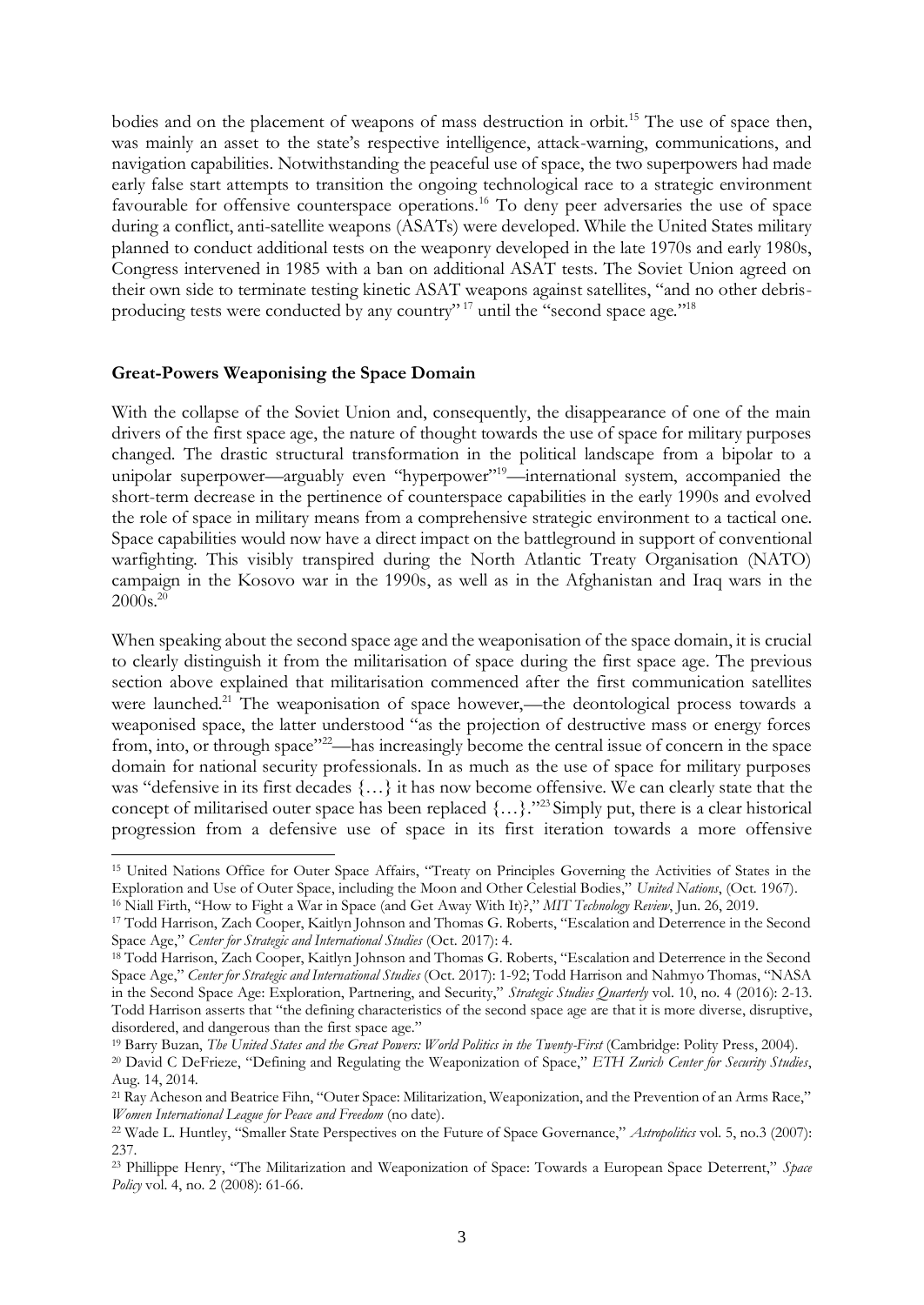bodies and on the placement of weapons of mass destruction in orbit.[15] The use of space then, was mainly an asset to the state's respective intelligence, attack-warning, communications, and navigation capabilities. Notwithstanding the peaceful use of space, the two superpowers had made early false start attempts to transition the ongoing technological race to a strategic environment favourable for offensive counterspace operations.[16] To deny peer adversaries the use of space during a conflict, anti-satellite weapons (ASATs) were developed. While the United States military planned to conduct additional tests on the weaponry developed in the late 1970s and early 1980s, Congress intervened in 1985 with a ban on additional ASAT tests. The Soviet Union agreed on their own side to terminate testing kinetic ASAT weapons against satellites, "and no other debris-producing tests were conducted by any country"[17] until the "second space age."[18]

### Great-Powers Weaponising the Space Domain

With the collapse of the Soviet Union and, consequently, the disappearance of one of the main drivers of the first space age, the nature of thought towards the use of space for military purposes changed. The drastic structural transformation in the political landscape from a bipolar to a unipolar superpower—arguably even "hyperpower"[19]—international system, accompanied the short-term decrease in the pertinence of counterspace capabilities in the early 1990s and evolved the role of space in military means from a comprehensive strategic environment to a tactical one. Space capabilities would now have a direct impact on the battleground in support of conventional warfighting. This visibly transpired during the North Atlantic Treaty Organisation (NATO) campaign in the Kosovo war in the 1990s, as well as in the Afghanistan and Iraq wars in the 2000s.[20]

When speaking about the second space age and the weaponisation of the space domain, it is crucial to clearly distinguish it from the militarisation of space during the first space age. The previous section above explained that militarisation commenced after the first communication satellites were launched.[21] The weaponisation of space however,—the deontological process towards a weaponised space, the latter understood "as the projection of destructive mass or energy forces from, into, or through space"[22]—has increasingly become the central issue of concern in the space domain for national security professionals. In as much as the use of space for military purposes was "defensive in its first decades {…} it has now become offensive. We can clearly state that the concept of militarised outer space has been replaced {…}."[23] Simply put, there is a clear historical progression from a defensive use of space in its first iteration towards a more offensive

---

[15] United Nations Office for Outer Space Affairs, "Treaty on Principles Governing the Activities of States in the Exploration and Use of Outer Space, including the Moon and Other Celestial Bodies," *United Nations*, (Oct. 1967).

[16] Niall Firth, "How to Fight a War in Space (and Get Away With It)?," *MIT Technology Review*, Jun. 26, 2019.

[17] Todd Harrison, Zach Cooper, Kaitlyn Johnson and Thomas G. Roberts, "Escalation and Deterrence in the Second Space Age," *Center for Strategic and International Studies* (Oct. 2017): 4.

[18] Todd Harrison, Zach Cooper, Kaitlyn Johnson and Thomas G. Roberts, "Escalation and Deterrence in the Second Space Age," *Center for Strategic and International Studies* (Oct. 2017): 1-92; Todd Harrison and Nahmyo Thomas, "NASA in the Second Space Age: Exploration, Partnering, and Security," *Strategic Studies Quarterly* vol. 10, no. 4 (2016): 2-13. Todd Harrison asserts that "the defining characteristics of the second space age are that it is more diverse, disruptive, disordered, and dangerous than the first space age."

[19] Barry Buzan, *The United States and the Great Powers: World Politics in the Twenty-First* (Cambridge: Polity Press, 2004).

[20] David C DeFrieze, "Defining and Regulating the Weaponization of Space," *ETH Zurich Center for Security Studies*, Aug. 14, 2014.

[21] Ray Acheson and Beatrice Fihn, "Outer Space: Militarization, Weaponization, and the Prevention of an Arms Race," *Women International League for Peace and Freedom* (no date).

[22] Wade L. Huntley, "Smaller State Perspectives on the Future of Space Governance," *Astropolitics* vol. 5, no.3 (2007): 237.

[23] Phillippe Henry, "The Militarization and Weaponization of Space: Towards a European Space Deterrent," *Space Policy* vol. 4, no. 2 (2008): 61-66.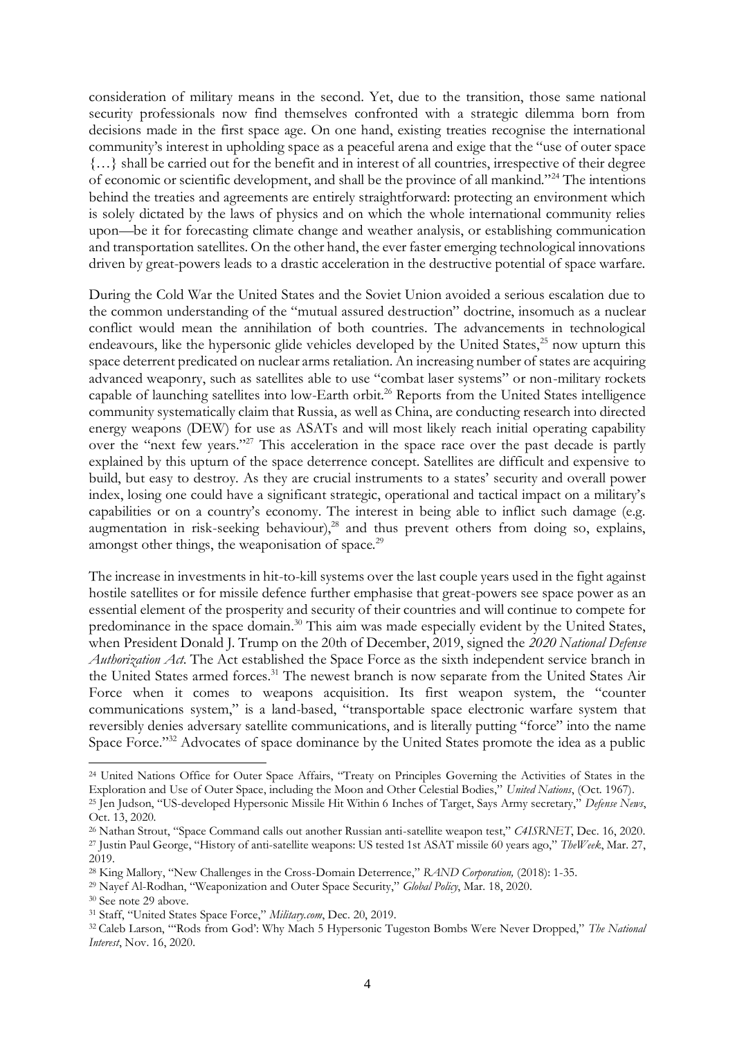consideration of military means in the second. Yet, due to the transition, those same national security professionals now find themselves confronted with a strategic dilemma born from decisions made in the first space age. On one hand, existing treaties recognise the international community's interest in upholding space as a peaceful arena and exige that the "use of outer space {…} shall be carried out for the benefit and in interest of all countries, irrespective of their degree of economic or scientific development, and shall be the province of all mankind."[24] The intentions behind the treaties and agreements are entirely straightforward: protecting an environment which is solely dictated by the laws of physics and on which the whole international community relies upon—be it for forecasting climate change and weather analysis, or establishing communication and transportation satellites. On the other hand, the ever faster emerging technological innovations driven by great-powers leads to a drastic acceleration in the destructive potential of space warfare.

During the Cold War the United States and the Soviet Union avoided a serious escalation due to the common understanding of the "mutual assured destruction" doctrine, insomuch as a nuclear conflict would mean the annihilation of both countries. The advancements in technological endeavours, like the hypersonic glide vehicles developed by the United States,[25] now upturn this space deterrent predicated on nuclear arms retaliation. An increasing number of states are acquiring advanced weaponry, such as satellites able to use "combat laser systems" or non-military rockets capable of launching satellites into low-Earth orbit.[26] Reports from the United States intelligence community systematically claim that Russia, as well as China, are conducting research into directed energy weapons (DEW) for use as ASATs and will most likely reach initial operating capability over the "next few years."[27] This acceleration in the space race over the past decade is partly explained by this upturn of the space deterrence concept. Satellites are difficult and expensive to build, but easy to destroy. As they are crucial instruments to a states' security and overall power index, losing one could have a significant strategic, operational and tactical impact on a military's capabilities or on a country's economy. The interest in being able to inflict such damage (e.g. augmentation in risk-seeking behaviour),[28] and thus prevent others from doing so, explains, amongst other things, the weaponisation of space.[29]

The increase in investments in hit-to-kill systems over the last couple years used in the fight against hostile satellites or for missile defence further emphasise that great-powers see space power as an essential element of the prosperity and security of their countries and will continue to compete for predominance in the space domain.[30] This aim was made especially evident by the United States, when President Donald J. Trump on the 20th of December, 2019, signed the *2020 National Defense Authorization Act*. The Act established the Space Force as the sixth independent service branch in the United States armed forces.[31] The newest branch is now separate from the United States Air Force when it comes to weapons acquisition. Its first weapon system, the "counter communications system," is a land-based, "transportable space electronic warfare system that reversibly denies adversary satellite communications, and is literally putting "force" into the name Space Force."[32] Advocates of space dominance by the United States promote the idea as a public

---

[24] United Nations Office for Outer Space Affairs, "Treaty on Principles Governing the Activities of States in the Exploration and Use of Outer Space, including the Moon and Other Celestial Bodies," *United Nations*, (Oct. 1967).

[25] Jen Judson, "US-developed Hypersonic Missile Hit Within 6 Inches of Target, Says Army secretary," *Defense News*, Oct. 13, 2020.

[26] Nathan Strout, "Space Command calls out another Russian anti-satellite weapon test," *C4ISRNET*, Dec. 16, 2020.

[27] Justin Paul George, "History of anti-satellite weapons: US tested 1st ASAT missile 60 years ago," *TheWeek*, Mar. 27, 2019.

[28] King Mallory, "New Challenges in the Cross-Domain Deterrence," *RAND Corporation,* (2018): 1-35.

[29] Nayef Al-Rodhan, "Weaponization and Outer Space Security," *Global Policy*, Mar. 18, 2020.

[30] See note 29 above.

[31] Staff, "United States Space Force," *Military.com*, Dec. 20, 2019.

[32] Caleb Larson, "'Rods from God': Why Mach 5 Hypersonic Tugeston Bombs Were Never Dropped," *The National Interest*, Nov. 16, 2020.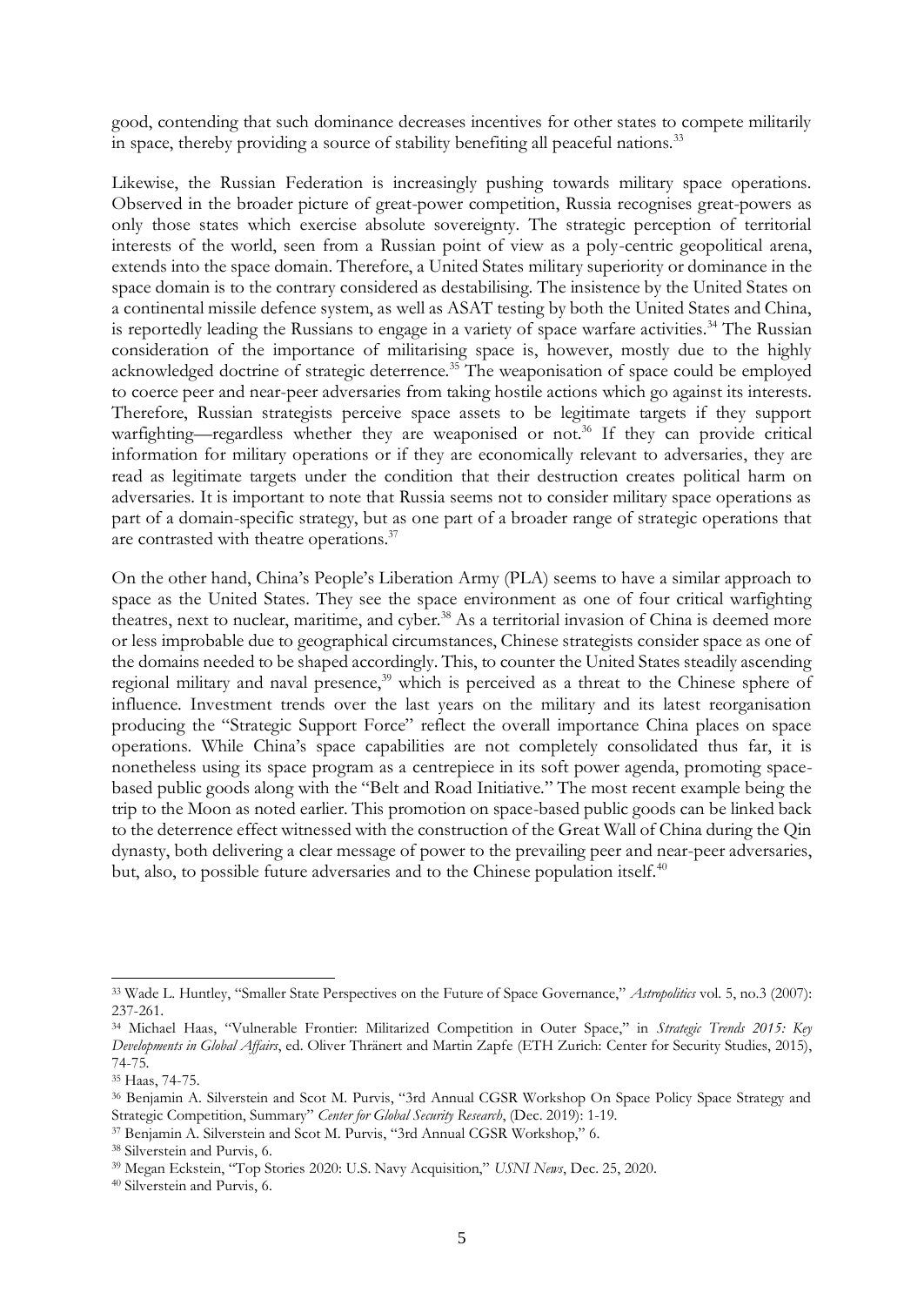good, contending that such dominance decreases incentives for other states to compete militarily in space, thereby providing a source of stability benefiting all peaceful nations.[33]

Likewise, the Russian Federation is increasingly pushing towards military space operations. Observed in the broader picture of great-power competition, Russia recognises great-powers as only those states which exercise absolute sovereignty. The strategic perception of territorial interests of the world, seen from a Russian point of view as a poly-centric geopolitical arena, extends into the space domain. Therefore, a United States military superiority or dominance in the space domain is to the contrary considered as destabilising. The insistence by the United States on a continental missile defence system, as well as ASAT testing by both the United States and China, is reportedly leading the Russians to engage in a variety of space warfare activities.[34] The Russian consideration of the importance of militarising space is, however, mostly due to the highly acknowledged doctrine of strategic deterrence.[35] The weaponisation of space could be employed to coerce peer and near-peer adversaries from taking hostile actions which go against its interests. Therefore, Russian strategists perceive space assets to be legitimate targets if they support warfighting—regardless whether they are weaponised or not.[36] If they can provide critical information for military operations or if they are economically relevant to adversaries, they are read as legitimate targets under the condition that their destruction creates political harm on adversaries. It is important to note that Russia seems not to consider military space operations as part of a domain-specific strategy, but as one part of a broader range of strategic operations that are contrasted with theatre operations.[37]

On the other hand, China's People's Liberation Army (PLA) seems to have a similar approach to space as the United States. They see the space environment as one of four critical warfighting theatres, next to nuclear, maritime, and cyber.[38] As a territorial invasion of China is deemed more or less improbable due to geographical circumstances, Chinese strategists consider space as one of the domains needed to be shaped accordingly. This, to counter the United States steadily ascending regional military and naval presence,[39] which is perceived as a threat to the Chinese sphere of influence. Investment trends over the last years on the military and its latest reorganisation producing the "Strategic Support Force" reflect the overall importance China places on space operations. While China's space capabilities are not completely consolidated thus far, it is nonetheless using its space program as a centrepiece in its soft power agenda, promoting space-based public goods along with the "Belt and Road Initiative." The most recent example being the trip to the Moon as noted earlier. This promotion on space-based public goods can be linked back to the deterrence effect witnessed with the construction of the Great Wall of China during the Qin dynasty, both delivering a clear message of power to the prevailing peer and near-peer adversaries, but, also, to possible future adversaries and to the Chinese population itself.[40]

---

[33] Wade L. Huntley, "Smaller State Perspectives on the Future of Space Governance," *Astropolitics* vol. 5, no.3 (2007): 237-261.

[34] Michael Haas, "Vulnerable Frontier: Militarized Competition in Outer Space," in *Strategic Trends 2015: Key Developments in Global Affairs*, ed. Oliver Thränert and Martin Zapfe (ETH Zurich: Center for Security Studies, 2015), 74-75.

[35] Haas, 74-75.

[36] Benjamin A. Silverstein and Scot M. Purvis, "3rd Annual CGSR Workshop On Space Policy Space Strategy and Strategic Competition, Summary" *Center for Global Security Research*, (Dec. 2019): 1-19.

[37] Benjamin A. Silverstein and Scot M. Purvis, "3rd Annual CGSR Workshop," 6.

[38] Silverstein and Purvis, 6.

[39] Megan Eckstein, "Top Stories 2020: U.S. Navy Acquisition," *USNI News*, Dec. 25, 2020.

[40] Silverstein and Purvis, 6.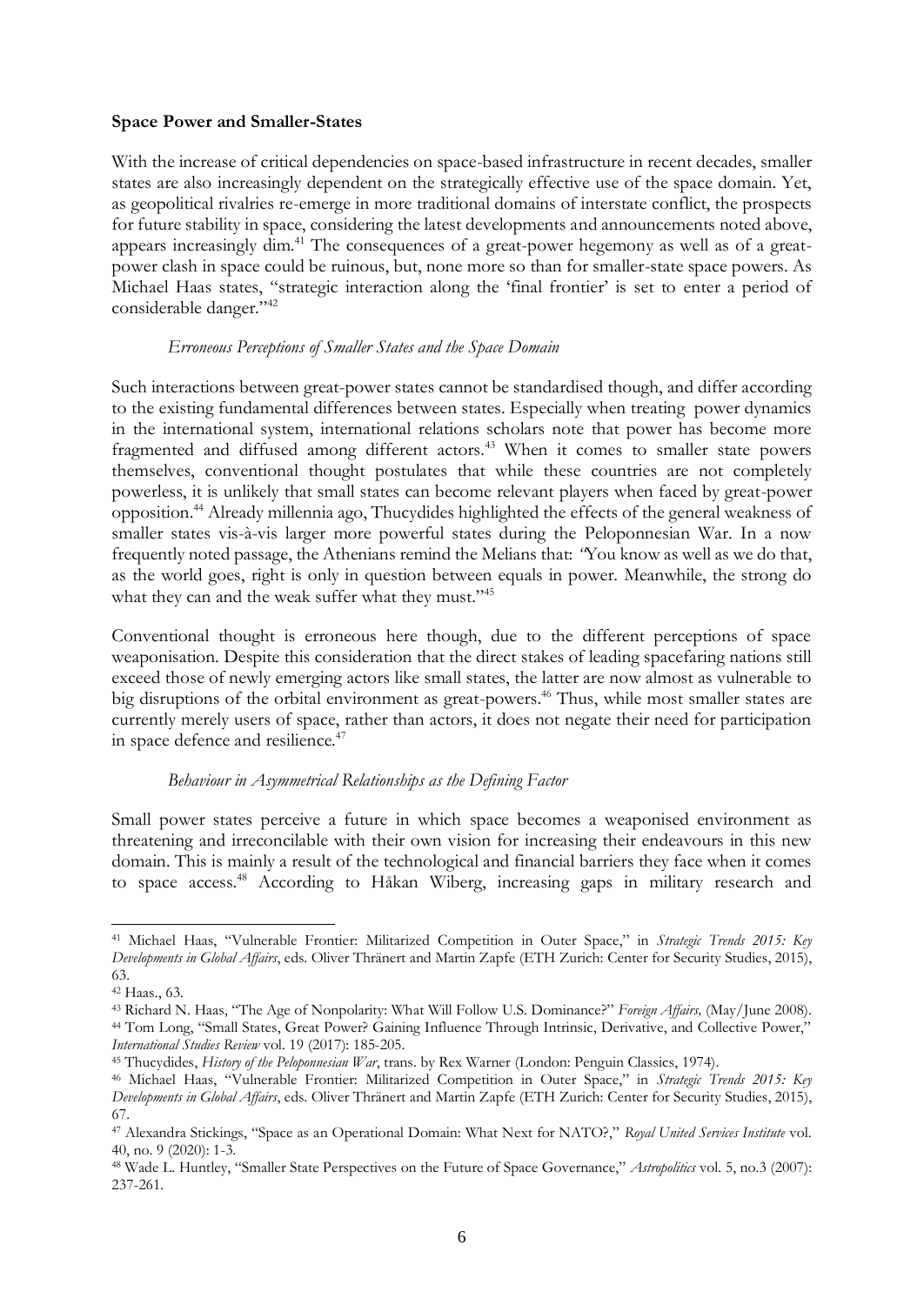**Space Power and Smaller-States**

With the increase of critical dependencies on space-based infrastructure in recent decades, smaller states are also increasingly dependent on the strategically effective use of the space domain. Yet, as geopolitical rivalries re-emerge in more traditional domains of interstate conflict, the prospects for future stability in space, considering the latest developments and announcements noted above, appears increasingly dim.[41] The consequences of a great-power hegemony as well as of a great-power clash in space could be ruinous, but, none more so than for smaller-state space powers. As Michael Haas states, "strategic interaction along the 'final frontier' is set to enter a period of considerable danger."[42]

*Erroneous Perceptions of Smaller States and the Space Domain*

Such interactions between great-power states cannot be standardised though, and differ according to the existing fundamental differences between states. Especially when treating power dynamics in the international system, international relations scholars note that power has become more fragmented and diffused among different actors.[43] When it comes to smaller state powers themselves, conventional thought postulates that while these countries are not completely powerless, it is unlikely that small states can become relevant players when faced by great-power opposition.[44] Already millennia ago, Thucydides highlighted the effects of the general weakness of smaller states vis-à-vis larger more powerful states during the Peloponnesian War. In a now frequently noted passage, the Athenians remind the Melians that: *"*You know as well as we do that, as the world goes, right is only in question between equals in power. Meanwhile, the strong do what they can and the weak suffer what they must."[45]

Conventional thought is erroneous here though, due to the different perceptions of space weaponisation. Despite this consideration that the direct stakes of leading spacefaring nations still exceed those of newly emerging actors like small states, the latter are now almost as vulnerable to big disruptions of the orbital environment as great-powers.[46] Thus, while most smaller states are currently merely users of space, rather than actors, it does not negate their need for participation in space defence and resilience.[47]

*Behaviour in Asymmetrical Relationships as the Defining Factor*

Small power states perceive a future in which space becomes a weaponised environment as threatening and irreconcilable with their own vision for increasing their endeavours in this new domain. This is mainly a result of the technological and financial barriers they face when it comes to space access.[48] According to Håkan Wiberg, increasing gaps in military research and

---

[41] Michael Haas, "Vulnerable Frontier: Militarized Competition in Outer Space," in *Strategic Trends 2015: Key Developments in Global Affairs*, eds. Oliver Thränert and Martin Zapfe (ETH Zurich: Center for Security Studies, 2015), 63.

[42] Haas., 63.

[43] Richard N. Haas, "The Age of Nonpolarity: What Will Follow U.S. Dominance?" *Foreign Affairs,* (May/June 2008).

[44] Tom Long, "Small States, Great Power? Gaining Influence Through Intrinsic, Derivative, and Collective Power," *International Studies Review* vol. 19 (2017): 185-205.

[45] Thucydides, *History of the Peloponnesian War*, trans. by Rex Warner (London: Penguin Classics, 1974).

[46] Michael Haas, "Vulnerable Frontier: Militarized Competition in Outer Space," in *Strategic Trends 2015: Key Developments in Global Affairs*, eds. Oliver Thränert and Martin Zapfe (ETH Zurich: Center for Security Studies, 2015), 67.

[47] Alexandra Stickings, "Space as an Operational Domain: What Next for NATO?," *Royal United Services Institute* vol. 40, no. 9 (2020): 1-3.

[48] Wade L. Huntley, "Smaller State Perspectives on the Future of Space Governance," *Astropolitics* vol. 5, no.3 (2007): 237-261.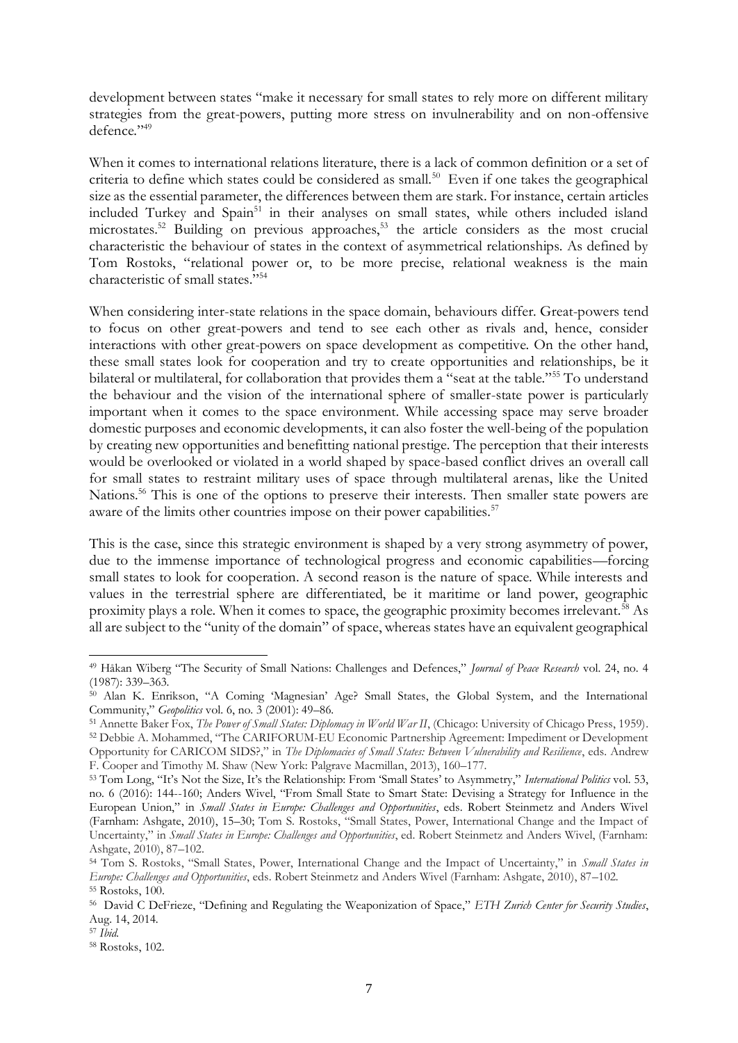development between states "make it necessary for small states to rely more on different military strategies from the great-powers, putting more stress on invulnerability and on non-offensive defence."[49]

When it comes to international relations literature, there is a lack of common definition or a set of criteria to define which states could be considered as small.[50] Even if one takes the geographical size as the essential parameter, the differences between them are stark. For instance, certain articles included Turkey and Spain[51] in their analyses on small states, while others included island microstates.[52] Building on previous approaches,[53] the article considers as the most crucial characteristic the behaviour of states in the context of asymmetrical relationships. As defined by Tom Rostoks, "relational power or, to be more precise, relational weakness is the main characteristic of small states."[54]

When considering inter-state relations in the space domain, behaviours differ. Great-powers tend to focus on other great-powers and tend to see each other as rivals and, hence, consider interactions with other great-powers on space development as competitive. On the other hand, these small states look for cooperation and try to create opportunities and relationships, be it bilateral or multilateral, for collaboration that provides them a "seat at the table."[55] To understand the behaviour and the vision of the international sphere of smaller-state power is particularly important when it comes to the space environment. While accessing space may serve broader domestic purposes and economic developments, it can also foster the well-being of the population by creating new opportunities and benefitting national prestige. The perception that their interests would be overlooked or violated in a world shaped by space-based conflict drives an overall call for small states to restraint military uses of space through multilateral arenas, like the United Nations.[56] This is one of the options to preserve their interests. Then smaller state powers are aware of the limits other countries impose on their power capabilities.[57]

This is the case, since this strategic environment is shaped by a very strong asymmetry of power, due to the immense importance of technological progress and economic capabilities—forcing small states to look for cooperation. A second reason is the nature of space. While interests and values in the terrestrial sphere are differentiated, be it maritime or land power, geographic proximity plays a role. When it comes to space, the geographic proximity becomes irrelevant.[58] As all are subject to the "unity of the domain" of space, whereas states have an equivalent geographical

---

[49] Håkan Wiberg "The Security of Small Nations: Challenges and Defences," *Journal of Peace Research* vol. 24, no. 4 (1987): 339–363.

[50] Alan K. Enrikson, "A Coming 'Magnesian' Age? Small States, the Global System, and the International Community," *Geopolitics* vol. 6, no. 3 (2001): 49–86.

[51] Annette Baker Fox, *The Power of Small States: Diplomacy in World War II*, (Chicago: University of Chicago Press, 1959).

[52] Debbie A. Mohammed, "The CARIFORUM-EU Economic Partnership Agreement: Impediment or Development Opportunity for CARICOM SIDS?," in *The Diplomacies of Small States: Between Vulnerability and Resilience*, eds. Andrew F. Cooper and Timothy M. Shaw (New York: Palgrave Macmillan, 2013), 160–177.

[53] Tom Long, "It's Not the Size, It's the Relationship: From 'Small States' to Asymmetry," *International Politics* vol. 53, no. 6 (2016): 144--160; Anders Wivel, "From Small State to Smart State: Devising a Strategy for Influence in the European Union," in *Small States in Europe: Challenges and Opportunities*, eds. Robert Steinmetz and Anders Wivel (Farnham: Ashgate, 2010), 15–30; Tom S. Rostoks, "Small States, Power, International Change and the Impact of Uncertainty," in *Small States in Europe: Challenges and Opportunities*, ed. Robert Steinmetz and Anders Wivel, (Farnham: Ashgate, 2010), 87–102.

[54] Tom S. Rostoks, "Small States, Power, International Change and the Impact of Uncertainty," in *Small States in Europe: Challenges and Opportunities*, eds. Robert Steinmetz and Anders Wivel (Farnham: Ashgate, 2010), 87–102.

[55] Rostoks, 100.

[56] David C DeFrieze, "Defining and Regulating the Weaponization of Space," *ETH Zurich Center for Security Studies*, Aug. 14, 2014.

[57] *Ibid.*

[58] Rostoks, 102.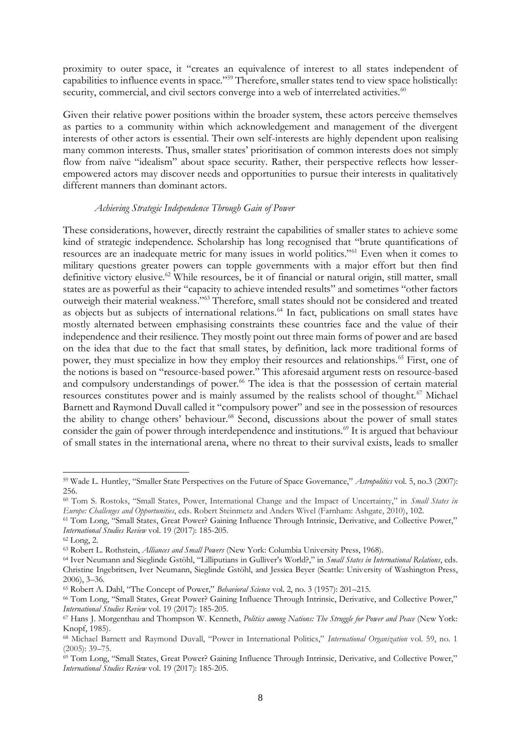proximity to outer space, it "creates an equivalence of interest to all states independent of capabilities to influence events in space."[59] Therefore, smaller states tend to view space holistically: security, commercial, and civil sectors converge into a web of interrelated activities.[60]

Given their relative power positions within the broader system, these actors perceive themselves as parties to a community within which acknowledgement and management of the divergent interests of other actors is essential. Their own self-interests are highly dependent upon realising many common interests. Thus, smaller states' prioritisation of common interests does not simply flow from naïve "idealism" about space security. Rather, their perspective reflects how lesser-empowered actors may discover needs and opportunities to pursue their interests in qualitatively different manners than dominant actors.

*Achieving Strategic Independence Through Gain of Power*

These considerations, however, directly restraint the capabilities of smaller states to achieve some kind of strategic independence. Scholarship has long recognised that "brute quantifications of resources are an inadequate metric for many issues in world politics."[61] Even when it comes to military questions greater powers can topple governments with a major effort but then find definitive victory elusive.[62] While resources, be it of financial or natural origin, still matter, small states are as powerful as their "capacity to achieve intended results" and sometimes "other factors outweigh their material weakness."[63] Therefore, small states should not be considered and treated as objects but as subjects of international relations.[64] In fact, publications on small states have mostly alternated between emphasising constraints these countries face and the value of their independence and their resilience. They mostly point out three main forms of power and are based on the idea that due to the fact that small states, by definition, lack more traditional forms of power, they must specialize in how they employ their resources and relationships.[65] First, one of the notions is based on "resource-based power." This aforesaid argument rests on resource-based and compulsory understandings of power.[66] The idea is that the possession of certain material resources constitutes power and is mainly assumed by the realists school of thought.[67] Michael Barnett and Raymond Duvall called it "compulsory power" and see in the possession of resources the ability to change others' behaviour.[68] Second, discussions about the power of small states consider the gain of power through interdependence and institutions.[69] It is argued that behaviour of small states in the international arena, where no threat to their survival exists, leads to smaller

---

[59] Wade L. Huntley, "Smaller State Perspectives on the Future of Space Governance," *Astropolitics* vol. 5, no.3 (2007): 256.

[60] Tom S. Rostoks, "Small States, Power, International Change and the Impact of Uncertainty," in *Small States in Europe: Challenges and Opportunities*, eds. Robert Steinmetz and Anders Wivel (Farnham: Ashgate, 2010), 102.

[61] Tom Long, "Small States, Great Power? Gaining Influence Through Intrinsic, Derivative, and Collective Power," *International Studies Review* vol. 19 (2017): 185-205.

[62] Long, 2.

[63] Robert L. Rothstein, *Alliances and Small Powers* (New York: Columbia University Press, 1968).

[64] Iver Neumann and Sieglinde Gstöhl, "Lilliputians in Gulliver's World?," in *Small States in International Relations*, eds. Christine Ingebritsen, Iver Neumann, Sieglinde Gstöhl, and Jessica Beyer (Seattle: University of Washington Press, 2006), 3–36.

[65] Robert A. Dahl, "The Concept of Power," *Behavioral Science* vol. 2, no. 3 (1957): 201–215.

[66] Tom Long, "Small States, Great Power? Gaining Influence Through Intrinsic, Derivative, and Collective Power," *International Studies Review* vol. 19 (2017): 185-205.

[67] Hans J. Morgenthau and Thompson W. Kenneth, *Politics among Nations: The Struggle for Power and Peace* (New York: Knopf, 1985).

[68] Michael Barnett and Raymond Duvall, "Power in International Politics," *International Organization* vol. 59, no. 1 (2005): 39–75.

[69] Tom Long, "Small States, Great Power? Gaining Influence Through Intrinsic, Derivative, and Collective Power," *International Studies Review* vol. 19 (2017): 185-205.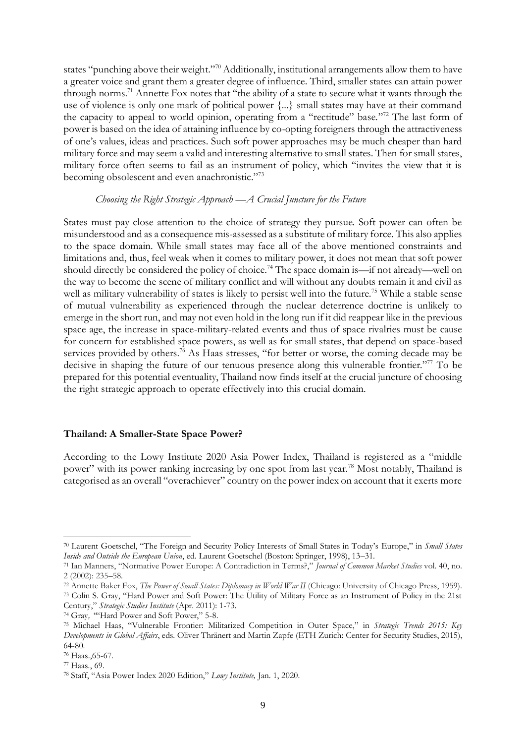states "punching above their weight."[70] Additionally, institutional arrangements allow them to have a greater voice and grant them a greater degree of influence. Third, smaller states can attain power through norms.[71] Annette Fox notes that "the ability of a state to secure what it wants through the use of violence is only one mark of political power {...} small states may have at their command the capacity to appeal to world opinion, operating from a "rectitude" base."[72] The last form of power is based on the idea of attaining influence by co-opting foreigners through the attractiveness of one's values, ideas and practices. Such soft power approaches may be much cheaper than hard military force and may seem a valid and interesting alternative to small states. Then for small states, military force often seems to fail as an instrument of policy, which "invites the view that it is becoming obsolescent and even anachronistic."[73]

*Choosing the Right Strategic Approach —A Crucial Juncture for the Future*

States must pay close attention to the choice of strategy they pursue. Soft power can often be misunderstood and as a consequence mis-assessed as a substitute of military force. This also applies to the space domain. While small states may face all of the above mentioned constraints and limitations and, thus, feel weak when it comes to military power, it does not mean that soft power should directly be considered the policy of choice.[74] The space domain is—if not already—well on the way to become the scene of military conflict and will without any doubts remain it and civil as well as military vulnerability of states is likely to persist well into the future.[75] While a stable sense of mutual vulnerability as experienced through the nuclear deterrence doctrine is unlikely to emerge in the short run, and may not even hold in the long run if it did reappear like in the previous space age, the increase in space-military-related events and thus of space rivalries must be cause for concern for established space powers, as well as for small states, that depend on space-based services provided by others.[76] As Haas stresses, "for better or worse, the coming decade may be decisive in shaping the future of our tenuous presence along this vulnerable frontier."[77] To be prepared for this potential eventuality, Thailand now finds itself at the crucial juncture of choosing the right strategic approach to operate effectively into this crucial domain.

**Thailand: A Smaller-State Space Power?**

According to the Lowy Institute 2020 Asia Power Index, Thailand is registered as a "middle power" with its power ranking increasing by one spot from last year.[78] Most notably, Thailand is categorised as an overall "overachiever" country on the power index on account that it exerts more

[70] Laurent Goetschel, "The Foreign and Security Policy Interests of Small States in Today's Europe," in *Small States Inside and Outside the European Union*, ed. Laurent Goetschel (Boston: Springer, 1998), 13–31.

[71] Ian Manners, "Normative Power Europe: A Contradiction in Terms?," *Journal of Common Market Studies* vol. 40, no. 2 (2002): 235–58.

[72] Annette Baker Fox, *The Power of Small States: Diplomacy in World War II* (Chicago: University of Chicago Press, 1959).

[73] Colin S. Gray, "Hard Power and Soft Power: The Utility of Military Force as an Instrument of Policy in the 21st Century," *Strategic Studies Institute* (Apr. 2011): 1-73.

[74] Gray, "'Hard Power and Soft Power," 5-8.

[75] Michael Haas, "Vulnerable Frontier: Militarized Competition in Outer Space," in *Strategic Trends 2015: Key Developments in Global Affairs*, eds. Oliver Thränert and Martin Zapfe (ETH Zurich: Center for Security Studies, 2015), 64-80.

[76] Haas.,65-67.

[77] Haas., 69.

[78] Staff, "Asia Power Index 2020 Edition," *Lowy Institute,* Jan. 1, 2020.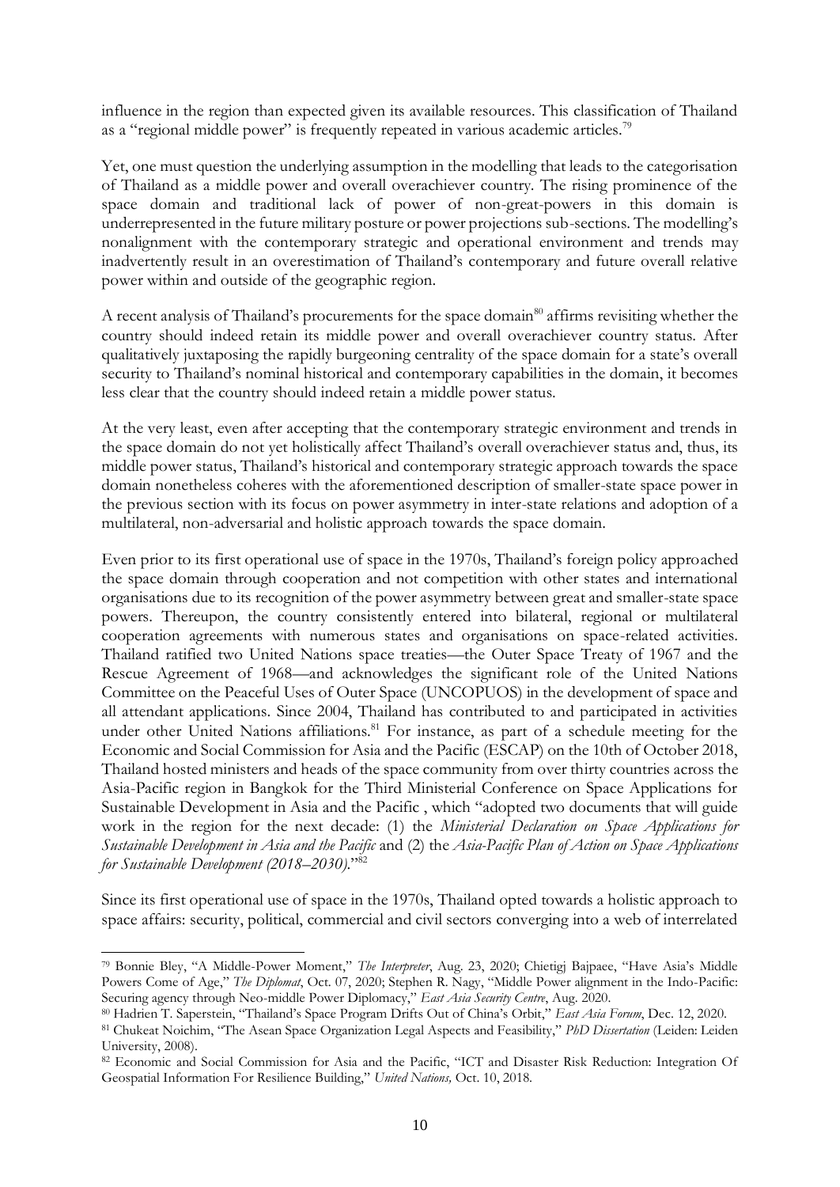influence in the region than expected given its available resources. This classification of Thailand as a "regional middle power" is frequently repeated in various academic articles.[79]

Yet, one must question the underlying assumption in the modelling that leads to the categorisation of Thailand as a middle power and overall overachiever country. The rising prominence of the space domain and traditional lack of power of non-great-powers in this domain is underrepresented in the future military posture or power projections sub-sections. The modelling's nonalignment with the contemporary strategic and operational environment and trends may inadvertently result in an overestimation of Thailand's contemporary and future overall relative power within and outside of the geographic region.

A recent analysis of Thailand's procurements for the space domain[80] affirms revisiting whether the country should indeed retain its middle power and overall overachiever country status. After qualitatively juxtaposing the rapidly burgeoning centrality of the space domain for a state's overall security to Thailand's nominal historical and contemporary capabilities in the domain, it becomes less clear that the country should indeed retain a middle power status.

At the very least, even after accepting that the contemporary strategic environment and trends in the space domain do not yet holistically affect Thailand's overall overachiever status and, thus, its middle power status, Thailand's historical and contemporary strategic approach towards the space domain nonetheless coheres with the aforementioned description of smaller-state space power in the previous section with its focus on power asymmetry in inter-state relations and adoption of a multilateral, non-adversarial and holistic approach towards the space domain.

Even prior to its first operational use of space in the 1970s, Thailand's foreign policy approached the space domain through cooperation and not competition with other states and international organisations due to its recognition of the power asymmetry between great and smaller-state space powers. Thereupon, the country consistently entered into bilateral, regional or multilateral cooperation agreements with numerous states and organisations on space-related activities. Thailand ratified two United Nations space treaties—the Outer Space Treaty of 1967 and the Rescue Agreement of 1968—and acknowledges the significant role of the United Nations Committee on the Peaceful Uses of Outer Space (UNCOPUOS) in the development of space and all attendant applications. Since 2004, Thailand has contributed to and participated in activities under other United Nations affiliations.[81] For instance, as part of a schedule meeting for the Economic and Social Commission for Asia and the Pacific (ESCAP) on the 10th of October 2018, Thailand hosted ministers and heads of the space community from over thirty countries across the Asia-Pacific region in Bangkok for the Third Ministerial Conference on Space Applications for Sustainable Development in Asia and the Pacific , which "adopted two documents that will guide work in the region for the next decade: (1) the *Ministerial Declaration on Space Applications for Sustainable Development in Asia and the Pacific* and (2) the *Asia-Pacific Plan of Action on Space Applications for Sustainable Development (2018–2030).*"[82]

Since its first operational use of space in the 1970s, Thailand opted towards a holistic approach to space affairs: security, political, commercial and civil sectors converging into a web of interrelated

---

[79] Bonnie Bley, "A Middle-Power Moment," *The Interpreter*, Aug. 23, 2020; Chietigj Bajpaee, "Have Asia's Middle Powers Come of Age," *The Diplomat*, Oct. 07, 2020; Stephen R. Nagy, "Middle Power alignment in the Indo-Pacific: Securing agency through Neo-middle Power Diplomacy," *East Asia Security Centre*, Aug. 2020.

[80] Hadrien T. Saperstein, "Thailand's Space Program Drifts Out of China's Orbit," *East Asia Forum*, Dec. 12, 2020.

[81] Chukeat Noichim, "The Asean Space Organization Legal Aspects and Feasibility," *PhD Dissertation* (Leiden: Leiden University, 2008).

[82] Economic and Social Commission for Asia and the Pacific, "ICT and Disaster Risk Reduction: Integration Of Geospatial Information For Resilience Building," *United Nations,* Oct. 10, 2018.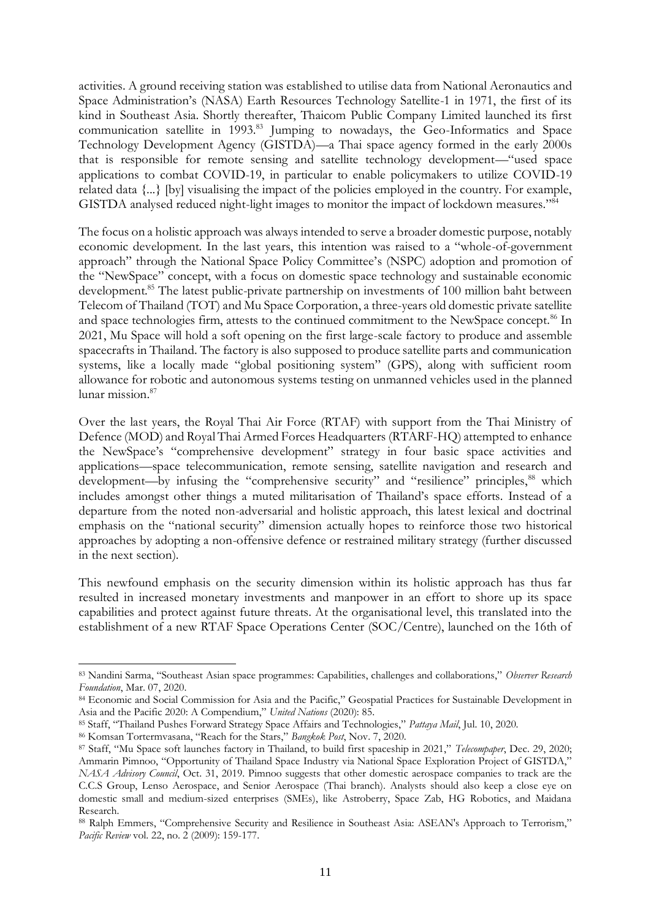activities. A ground receiving station was established to utilise data from National Aeronautics and Space Administration's (NASA) Earth Resources Technology Satellite-1 in 1971, the first of its kind in Southeast Asia. Shortly thereafter, Thaicom Public Company Limited launched its first communication satellite in 1993.[83] Jumping to nowadays, the Geo-Informatics and Space Technology Development Agency (GISTDA)—a Thai space agency formed in the early 2000s that is responsible for remote sensing and satellite technology development—"used space applications to combat COVID-19, in particular to enable policymakers to utilize COVID-19 related data {...} [by] visualising the impact of the policies employed in the country. For example, GISTDA analysed reduced night-light images to monitor the impact of lockdown measures."[84]

The focus on a holistic approach was always intended to serve a broader domestic purpose, notably economic development. In the last years, this intention was raised to a "whole-of-government approach" through the National Space Policy Committee's (NSPC) adoption and promotion of the "NewSpace" concept, with a focus on domestic space technology and sustainable economic development.[85] The latest public-private partnership on investments of 100 million baht between Telecom of Thailand (TOT) and Mu Space Corporation, a three-years old domestic private satellite and space technologies firm, attests to the continued commitment to the NewSpace concept.[86] In 2021, Mu Space will hold a soft opening on the first large-scale factory to produce and assemble spacecrafts in Thailand. The factory is also supposed to produce satellite parts and communication systems, like a locally made "global positioning system" (GPS), along with sufficient room allowance for robotic and autonomous systems testing on unmanned vehicles used in the planned lunar mission.[87]

Over the last years, the Royal Thai Air Force (RTAF) with support from the Thai Ministry of Defence (MOD) and Royal Thai Armed Forces Headquarters (RTARF-HQ) attempted to enhance the NewSpace's "comprehensive development" strategy in four basic space activities and applications—space telecommunication, remote sensing, satellite navigation and research and development—by infusing the "comprehensive security" and "resilience" principles,[88] which includes amongst other things a muted militarisation of Thailand's space efforts. Instead of a departure from the noted non-adversarial and holistic approach, this latest lexical and doctrinal emphasis on the "national security" dimension actually hopes to reinforce those two historical approaches by adopting a non-offensive defence or restrained military strategy (further discussed in the next section).

This newfound emphasis on the security dimension within its holistic approach has thus far resulted in increased monetary investments and manpower in an effort to shore up its space capabilities and protect against future threats. At the organisational level, this translated into the establishment of a new RTAF Space Operations Center (SOC/Centre), launched on the 16th of

---

[83] Nandini Sarma, "Southeast Asian space programmes: Capabilities, challenges and collaborations," *Observer Research Foundation*, Mar. 07, 2020.

[84] Economic and Social Commission for Asia and the Pacific," Geospatial Practices for Sustainable Development in Asia and the Pacific 2020: A Compendium," *United Nations* (2020): 85.

[85] Staff, "Thailand Pushes Forward Strategy Space Affairs and Technologies," *Pattaya Mail*, Jul. 10, 2020.

[86] Komsan Tortermvasana, "Reach for the Stars," *Bangkok Post*, Nov. 7, 2020.

[87] Staff, "Mu Space soft launches factory in Thailand, to build first spaceship in 2021," *Telecompaper*, Dec. 29, 2020; Ammarin Pimnoo, "Opportunity of Thailand Space Industry via National Space Exploration Project of GISTDA," *NASA Advisory Council*, Oct. 31, 2019. Pimnoo suggests that other domestic aerospace companies to track are the C.C.S Group, Lenso Aerospace, and Senior Aerospace (Thai branch). Analysts should also keep a close eye on domestic small and medium-sized enterprises (SMEs), like Astroberry, Space Zab, HG Robotics, and Maidana Research.

[88] Ralph Emmers, "Comprehensive Security and Resilience in Southeast Asia: ASEAN's Approach to Terrorism," *Pacific Review* vol. 22, no. 2 (2009): 159-177.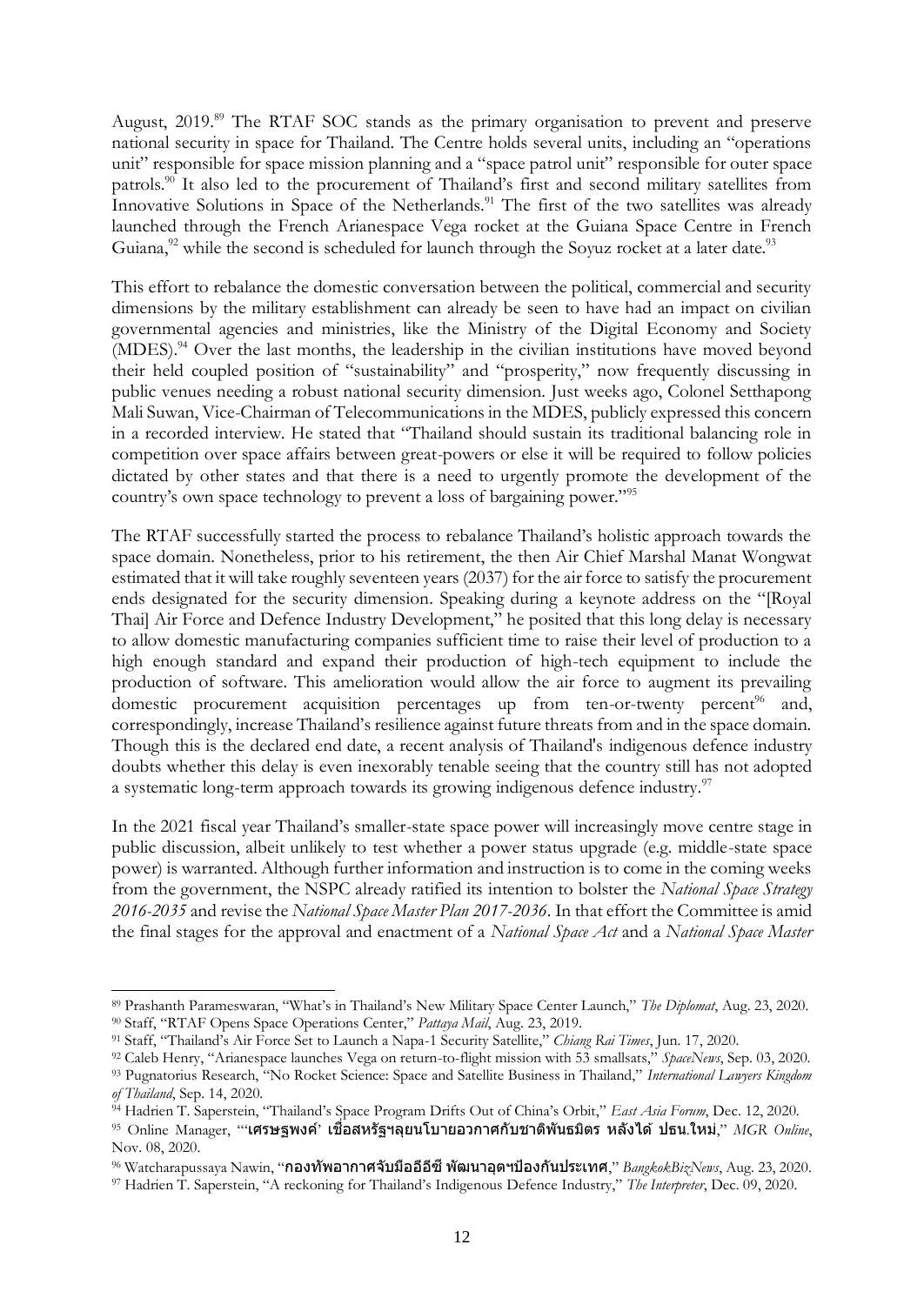August, 2019.[89] The RTAF SOC stands as the primary organisation to prevent and preserve national security in space for Thailand. The Centre holds several units, including an "operations unit" responsible for space mission planning and a "space patrol unit" responsible for outer space patrols.[90] It also led to the procurement of Thailand's first and second military satellites from Innovative Solutions in Space of the Netherlands.[91] The first of the two satellites was already launched through the French Arianespace Vega rocket at the Guiana Space Centre in French Guiana,[92] while the second is scheduled for launch through the Soyuz rocket at a later date.[93]

This effort to rebalance the domestic conversation between the political, commercial and security dimensions by the military establishment can already be seen to have had an impact on civilian governmental agencies and ministries, like the Ministry of the Digital Economy and Society (MDES).[94] Over the last months, the leadership in the civilian institutions have moved beyond their held coupled position of "sustainability" and "prosperity," now frequently discussing in public venues needing a robust national security dimension. Just weeks ago, Colonel Setthapong Mali Suwan, Vice-Chairman of Telecommunications in the MDES, publicly expressed this concern in a recorded interview. He stated that "Thailand should sustain its traditional balancing role in competition over space affairs between great-powers or else it will be required to follow policies dictated by other states and that there is a need to urgently promote the development of the country's own space technology to prevent a loss of bargaining power."[95]

The RTAF successfully started the process to rebalance Thailand's holistic approach towards the space domain. Nonetheless, prior to his retirement, the then Air Chief Marshal Manat Wongwat estimated that it will take roughly seventeen years (2037) for the air force to satisfy the procurement ends designated for the security dimension. Speaking during a keynote address on the "[Royal Thai] Air Force and Defence Industry Development," he posited that this long delay is necessary to allow domestic manufacturing companies sufficient time to raise their level of production to a high enough standard and expand their production of high-tech equipment to include the production of software. This amelioration would allow the air force to augment its prevailing domestic procurement acquisition percentages up from ten-or-twenty percent[96] and, correspondingly, increase Thailand's resilience against future threats from and in the space domain. Though this is the declared end date, a recent analysis of Thailand's indigenous defence industry doubts whether this delay is even inexorably tenable seeing that the country still has not adopted a systematic long-term approach towards its growing indigenous defence industry.[97]

In the 2021 fiscal year Thailand's smaller-state space power will increasingly move centre stage in public discussion, albeit unlikely to test whether a power status upgrade (e.g. middle-state space power) is warranted. Although further information and instruction is to come in the coming weeks from the government, the NSPC already ratified its intention to bolster the *National Space Strategy 2016-2035* and revise the *National Space Master Plan 2017-2036*. In that effort the Committee is amid the final stages for the approval and enactment of a *National Space Act* and a *National Space Master*

---

[89] Prashanth Parameswaran, "What's in Thailand's New Military Space Center Launch," *The Diplomat*, Aug. 23, 2020.

[90] Staff, "RTAF Opens Space Operations Center," *Pattaya Mail*, Aug. 23, 2019.

[91] Staff, "Thailand's Air Force Set to Launch a Napa-1 Security Satellite," *Chiang Rai Times*, Jun. 17, 2020.

[92] Caleb Henry, "Arianespace launches Vega on return-to-flight mission with 53 smallsats," *SpaceNews*, Sep. 03, 2020.

[93] Pugnatorius Research, "No Rocket Science: Space and Satellite Business in Thailand," *International Lawyers Kingdom of Thailand*, Sep. 14, 2020.

[94] Hadrien T. Saperstein, "Thailand's Space Program Drifts Out of China's Orbit," *East Asia Forum*, Dec. 12, 2020.

[95] Online Manager, "'**เศรษฐพงค์' เชื่อสหรัฐฯลุยนโยบายอวกาศกับชาติพันธมิตร หลังได้ ปธน.ใหม่**," *MGR Online*, Nov. 08, 2020.

[96] Watcharapussaya Nawin, "**กองทัพอากาศจับมืออีอีซี พัฒนาอุตฯป้องกันประเทศ**," *BangkokBizNews*, Aug. 23, 2020.

[97] Hadrien T. Saperstein, "A reckoning for Thailand's Indigenous Defence Industry," *The Interpreter*, Dec. 09, 2020.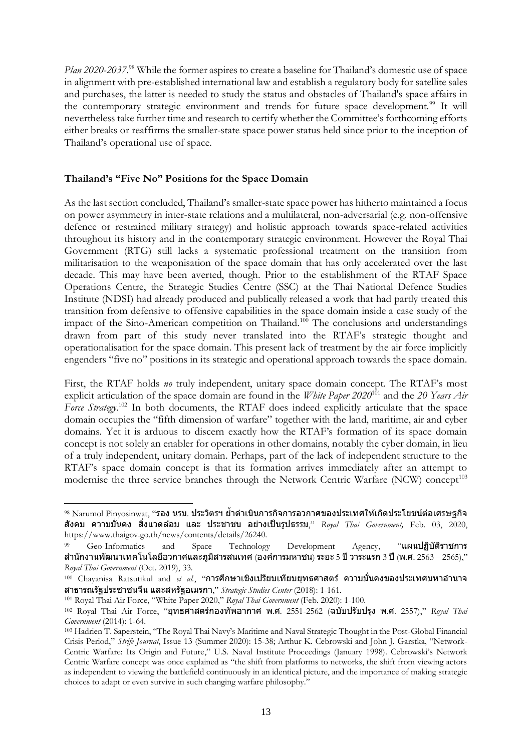*Plan 2020-2037*.[98] While the former aspires to create a baseline for Thailand's domestic use of space in alignment with pre-established international law and establish a regulatory body for satellite sales and purchases, the latter is needed to study the status and obstacles of Thailand's space affairs in the contemporary strategic environment and trends for future space development.[99] It will nevertheless take further time and research to certify whether the Committee's forthcoming efforts either breaks or reaffirms the smaller-state space power status held since prior to the inception of Thailand's operational use of space.

### Thailand's "Five No" Positions for the Space Domain

As the last section concluded, Thailand's smaller-state space power has hitherto maintained a focus on power asymmetry in inter-state relations and a multilateral, non-adversarial (e.g. non-offensive defence or restrained military strategy) and holistic approach towards space-related activities throughout its history and in the contemporary strategic environment. However the Royal Thai Government (RTG) still lacks a systematic professional treatment on the transition from militarisation to the weaponisation of the space domain that has only accelerated over the last decade. This may have been averted, though. Prior to the establishment of the RTAF Space Operations Centre, the Strategic Studies Centre (SSC) at the Thai National Defence Studies Institute (NDSI) had already produced and publically released a work that had partly treated this transition from defensive to offensive capabilities in the space domain inside a case study of the impact of the Sino-American competition on Thailand.[100] The conclusions and understandings drawn from part of this study never translated into the RTAF's strategic thought and operationalisation for the space domain. This present lack of treatment by the air force implicitly engenders "five no" positions in its strategic and operational approach towards the space domain.

First, the RTAF holds *no* truly independent, unitary space domain concept. The RTAF's most explicit articulation of the space domain are found in the *White Paper 2020*[101] and the *20 Years Air Force Strategy*.[102] In both documents, the RTAF does indeed explicitly articulate that the space domain occupies the "fifth dimension of warfare" together with the land, maritime, air and cyber domains. Yet it is arduous to discern exactly how the RTAF's formation of its space domain concept is not solely an enabler for operations in other domains, notably the cyber domain, in lieu of a truly independent, unitary domain. Perhaps, part of the lack of independent structure to the RTAF's space domain concept is that its formation arrives immediately after an attempt to modernise the three service branches through the Network Centric Warfare (NCW) concept[103]

---

[98] Narumol Pinyosinwat, "**รอง นรม. ประวิตรฯ ย้ำดำเนินการกิจการอวกาศของประเทศให้เกิดประโยชน์ต่อเศรษฐกิจ สังคม ความมั่นคง สิ่งแวดล้อม และ ประชาชน อย่างเป็นรูปธรรม**," *Royal Thai Government,* Feb. 03, 2020, https://www.thaigov.go.th/news/contents/details/26240.

[99] Geo-Informatics and Space Technology Development Agency, "**แผนปฏิบัติราชการสำนักงานพัฒนาเทคโนโลยีอวกาศและภูมิสารสนเทศ (องค์การมหาชน) ระยะ 5 ปี วาระแรก 3 ปี (พ.ศ. 2563 – 2565),**" *Royal Thai Government* (Oct. 2019), 33.

[100] Chayanisa Ratsutikul and *et al.*, "**การศึกษาเชิงเปรียบเทียบยุทธศาสตร์ ความมั่นคงของประเทศมหาอำนาจ สาธารณรัฐประชาชนจีน และสหรัฐอเมริกา**," *Strategic Studies Center* (2018): 1-161.

[101] Royal Thai Air Force, "White Paper 2020," *Royal Thai Government* (Feb. 2020): 1-100.

[102] Royal Thai Air Force, "**ยุทธศาสตร์กองทัพอากาศ พ.ศ**. 2551-2562 (**ฉบับปรับปรุง พ.ศ**. 2557)," *Royal Thai Government* (2014): 1-64.

[103] Hadrien T. Saperstein, "The Royal Thai Navy's Maritime and Naval Strategic Thought in the Post-Global Financial Crisis Period," *Strife Journal*, Issue 13 (Summer 2020): 15-38; Arthur K. Cebrowski and John J. Garstka, "Network-Centric Warfare: Its Origin and Future," U.S. Naval Institute Proceedings (January 1998). Cebrowski's Network Centric Warfare concept was once explained as "the shift from platforms to networks, the shift from viewing actors as independent to viewing the battlefield continuously in an identical picture, and the importance of making strategic choices to adapt or even survive in such changing warfare philosophy."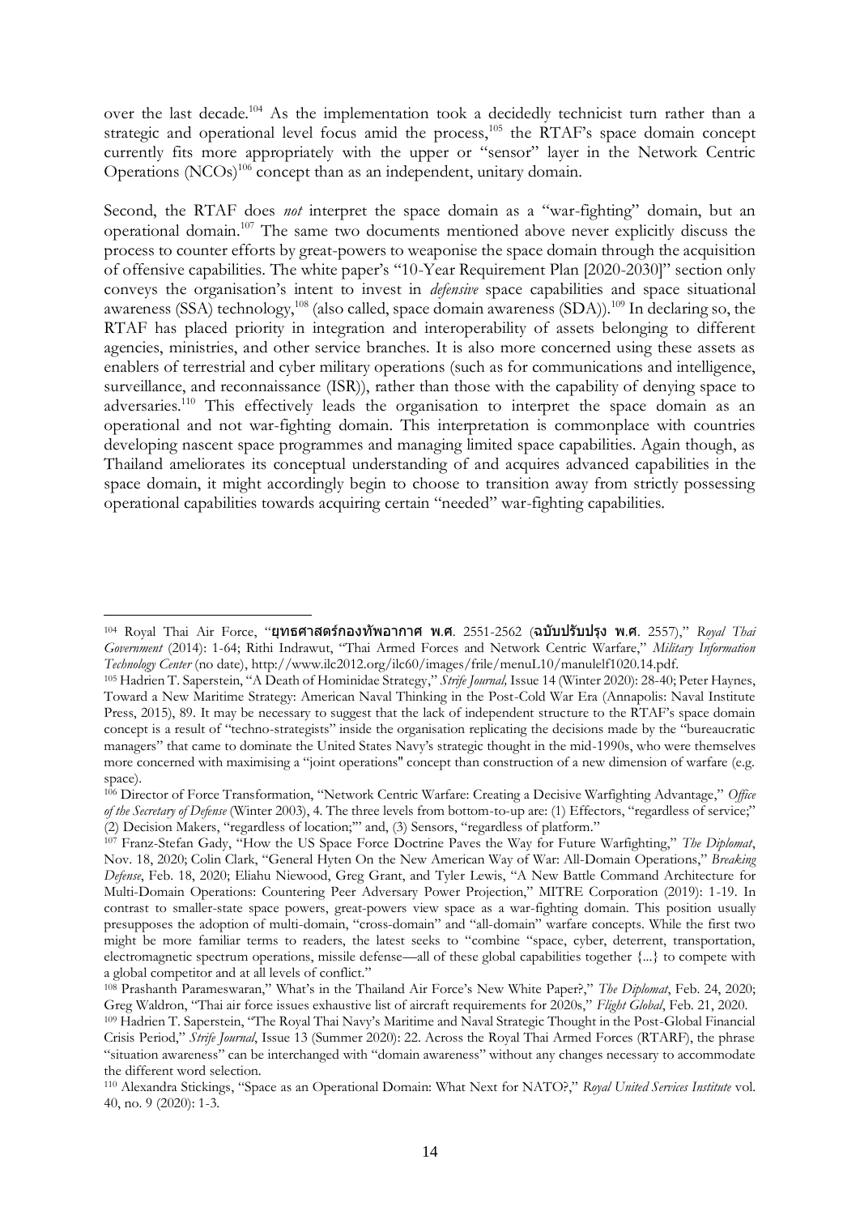over the last decade.[104] As the implementation took a decidedly technicist turn rather than a strategic and operational level focus amid the process,[105] the RTAF's space domain concept currently fits more appropriately with the upper or "sensor" layer in the Network Centric Operations (NCOs)[106] concept than as an independent, unitary domain.

Second, the RTAF does *not* interpret the space domain as a "war-fighting" domain, but an operational domain.[107] The same two documents mentioned above never explicitly discuss the process to counter efforts by great-powers to weaponise the space domain through the acquisition of offensive capabilities. The white paper's "10-Year Requirement Plan [2020-2030]" section only conveys the organisation's intent to invest in *defensive* space capabilities and space situational awareness (SSA) technology,[108] (also called, space domain awareness (SDA)).[109] In declaring so, the RTAF has placed priority in integration and interoperability of assets belonging to different agencies, ministries, and other service branches. It is also more concerned using these assets as enablers of terrestrial and cyber military operations (such as for communications and intelligence, surveillance, and reconnaissance (ISR)), rather than those with the capability of denying space to adversaries.[110] This effectively leads the organisation to interpret the space domain as an operational and not war-fighting domain. This interpretation is commonplace with countries developing nascent space programmes and managing limited space capabilities. Again though, as Thailand ameliorates its conceptual understanding of and acquires advanced capabilities in the space domain, it might accordingly begin to choose to transition away from strictly possessing operational capabilities towards acquiring certain "needed" war-fighting capabilities.

---

[104] Royal Thai Air Force, "**ยุทธศาสตร์กองทัพอากาศ พ.ศ.** 2551-2562 (**ฉบับปรับปรุง พ.ศ.** 2557)," *Royal Thai Government* (2014): 1-64; Rithi Indrawut, "Thai Armed Forces and Network Centric Warfare," *Military Information Technology Center* (no date), http://www.ilc2012.org/ilc60/images/frile/menuL10/manulelf1020.14.pdf.

[105] Hadrien T. Saperstein, "A Death of Hominidae Strategy," *Strife Journal,* Issue 14 (Winter 2020): 28-40; Peter Haynes, Toward a New Maritime Strategy: American Naval Thinking in the Post-Cold War Era (Annapolis: Naval Institute Press, 2015), 89. It may be necessary to suggest that the lack of independent structure to the RTAF's space domain concept is a result of "techno-strategists" inside the organisation replicating the decisions made by the "bureaucratic managers" that came to dominate the United States Navy's strategic thought in the mid-1990s, who were themselves more concerned with maximising a "joint operations" concept than construction of a new dimension of warfare (e.g. space).

[106] Director of Force Transformation, "Network Centric Warfare: Creating a Decisive Warfighting Advantage," *Office of the Secretary of Defense* (Winter 2003), 4. The three levels from bottom-to-up are: (1) Effectors, "regardless of service;" (2) Decision Makers, "regardless of location;'" and, (3) Sensors, "regardless of platform."

[107] Franz-Stefan Gady, "How the US Space Force Doctrine Paves the Way for Future Warfighting," *The Diplomat*, Nov. 18, 2020; Colin Clark, "General Hyten On the New American Way of War: All-Domain Operations," *Breaking Defense*, Feb. 18, 2020; Eliahu Niewood, Greg Grant, and Tyler Lewis, "A New Battle Command Architecture for Multi-Domain Operations: Countering Peer Adversary Power Projection," MITRE Corporation (2019): 1-19. In contrast to smaller-state space powers, great-powers view space as a war-fighting domain. This position usually presupposes the adoption of multi-domain, "cross-domain" and "all-domain" warfare concepts. While the first two might be more familiar terms to readers, the latest seeks to "combine "space, cyber, deterrent, transportation, electromagnetic spectrum operations, missile defense—all of these global capabilities together {...} to compete with a global competitor and at all levels of conflict."

[108] Prashanth Parameswaran," What's in the Thailand Air Force's New White Paper?," *The Diplomat*, Feb. 24, 2020; Greg Waldron, "Thai air force issues exhaustive list of aircraft requirements for 2020s," *Flight Global*, Feb. 21, 2020.

[109] Hadrien T. Saperstein, "The Royal Thai Navy's Maritime and Naval Strategic Thought in the Post-Global Financial Crisis Period," *Strife Journal*, Issue 13 (Summer 2020): 22. Across the Royal Thai Armed Forces (RTARF), the phrase "situation awareness" can be interchanged with "domain awareness" without any changes necessary to accommodate the different word selection.

[110] Alexandra Stickings, "Space as an Operational Domain: What Next for NATO?," *Royal United Services Institute* vol. 40, no. 9 (2020): 1-3.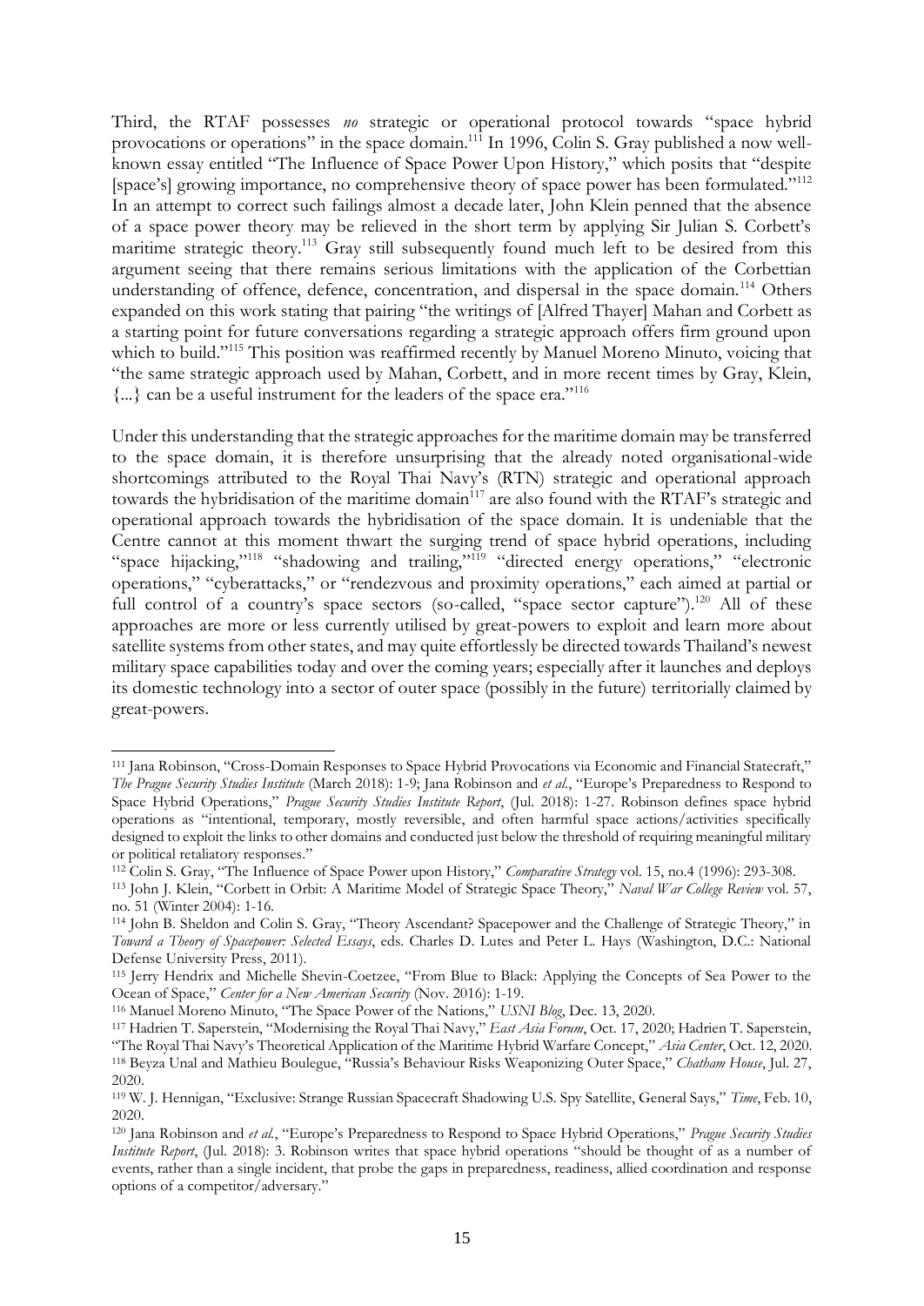Third, the RTAF possesses *no* strategic or operational protocol towards "space hybrid provocations or operations" in the space domain.[111] In 1996, Colin S. Gray published a now well-known essay entitled "The Influence of Space Power Upon History," which posits that "despite [space's] growing importance, no comprehensive theory of space power has been formulated."[112] In an attempt to correct such failings almost a decade later, John Klein penned that the absence of a space power theory may be relieved in the short term by applying Sir Julian S. Corbett's maritime strategic theory.[113] Gray still subsequently found much left to be desired from this argument seeing that there remains serious limitations with the application of the Corbettian understanding of offence, defence, concentration, and dispersal in the space domain.[114] Others expanded on this work stating that pairing "the writings of [Alfred Thayer] Mahan and Corbett as a starting point for future conversations regarding a strategic approach offers firm ground upon which to build."[115] This position was reaffirmed recently by Manuel Moreno Minuto, voicing that "the same strategic approach used by Mahan, Corbett, and in more recent times by Gray, Klein, {...} can be a useful instrument for the leaders of the space era."[116]

Under this understanding that the strategic approaches for the maritime domain may be transferred to the space domain, it is therefore unsurprising that the already noted organisational-wide shortcomings attributed to the Royal Thai Navy's (RTN) strategic and operational approach towards the hybridisation of the maritime domain[117] are also found with the RTAF's strategic and operational approach towards the hybridisation of the space domain. It is undeniable that the Centre cannot at this moment thwart the surging trend of space hybrid operations, including "space hijacking,"[118] "shadowing and trailing,"[119] "directed energy operations," "electronic operations," "cyberattacks," or "rendezvous and proximity operations," each aimed at partial or full control of a country's space sectors (so-called, "space sector capture").[120] All of these approaches are more or less currently utilised by great-powers to exploit and learn more about satellite systems from other states, and may quite effortlessly be directed towards Thailand's newest military space capabilities today and over the coming years; especially after it launches and deploys its domestic technology into a sector of outer space (possibly in the future) territorially claimed by great-powers.

---

[111] Jana Robinson, "Cross-Domain Responses to Space Hybrid Provocations via Economic and Financial Statecraft," *The Prague Security Studies Institute* (March 2018): 1-9; Jana Robinson and *et al.*, "Europe's Preparedness to Respond to Space Hybrid Operations," *Prague Security Studies Institute Report*, (Jul. 2018): 1-27. Robinson defines space hybrid operations as "intentional, temporary, mostly reversible, and often harmful space actions/activities specifically designed to exploit the links to other domains and conducted just below the threshold of requiring meaningful military or political retaliatory responses."

[112] Colin S. Gray, "The Influence of Space Power upon History," *Comparative Strategy* vol. 15, no.4 (1996): 293-308.

[113] John J. Klein, "Corbett in Orbit: A Maritime Model of Strategic Space Theory," *Naval War College Review* vol. 57, no. 51 (Winter 2004): 1-16.

[114] John B. Sheldon and Colin S. Gray, "Theory Ascendant? Spacepower and the Challenge of Strategic Theory," in *Toward a Theory of Spacepower: Selected Essays*, eds. Charles D. Lutes and Peter L. Hays (Washington, D.C.: National Defense University Press, 2011).

[115] Jerry Hendrix and Michelle Shevin-Coetzee, "From Blue to Black: Applying the Concepts of Sea Power to the Ocean of Space," *Center for a New American Security* (Nov. 2016): 1-19.

[116] Manuel Moreno Minuto, "The Space Power of the Nations," *USNI Blog*, Dec. 13, 2020.

[117] Hadrien T. Saperstein, "Modernising the Royal Thai Navy," *East Asia Forum*, Oct. 17, 2020; Hadrien T. Saperstein, "The Royal Thai Navy's Theoretical Application of the Maritime Hybrid Warfare Concept," *Asia Center*, Oct. 12, 2020.

[118] Beyza Unal and Mathieu Boulegue, "Russia's Behaviour Risks Weaponizing Outer Space," *Chatham House*, Jul. 27, 2020.

[119] W. J. Hennigan, "Exclusive: Strange Russian Spacecraft Shadowing U.S. Spy Satellite, General Says," *Time*, Feb. 10, 2020.

[120] Jana Robinson and *et al.*, "Europe's Preparedness to Respond to Space Hybrid Operations," *Prague Security Studies Institute Report*, (Jul. 2018): 3. Robinson writes that space hybrid operations "should be thought of as a number of events, rather than a single incident, that probe the gaps in preparedness, readiness, allied coordination and response options of a competitor/adversary."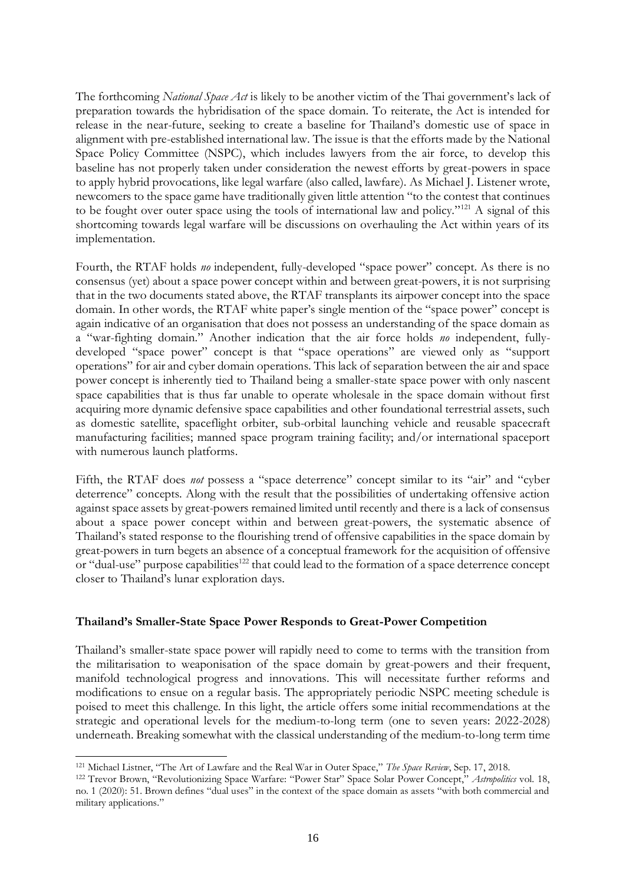The forthcoming *National Space Act* is likely to be another victim of the Thai government's lack of preparation towards the hybridisation of the space domain. To reiterate, the Act is intended for release in the near-future, seeking to create a baseline for Thailand's domestic use of space in alignment with pre-established international law. The issue is that the efforts made by the National Space Policy Committee (NSPC), which includes lawyers from the air force, to develop this baseline has not properly taken under consideration the newest efforts by great-powers in space to apply hybrid provocations, like legal warfare (also called, lawfare). As Michael J. Listener wrote, newcomers to the space game have traditionally given little attention "to the contest that continues to be fought over outer space using the tools of international law and policy."[121] A signal of this shortcoming towards legal warfare will be discussions on overhauling the Act within years of its implementation.

Fourth, the RTAF holds *no* independent, fully-developed "space power" concept. As there is no consensus (yet) about a space power concept within and between great-powers, it is not surprising that in the two documents stated above, the RTAF transplants its airpower concept into the space domain. In other words, the RTAF white paper's single mention of the "space power" concept is again indicative of an organisation that does not possess an understanding of the space domain as a "war-fighting domain." Another indication that the air force holds *no* independent, fully-developed "space power" concept is that "space operations" are viewed only as "support operations" for air and cyber domain operations. This lack of separation between the air and space power concept is inherently tied to Thailand being a smaller-state space power with only nascent space capabilities that is thus far unable to operate wholesale in the space domain without first acquiring more dynamic defensive space capabilities and other foundational terrestrial assets, such as domestic satellite, spaceflight orbiter, sub-orbital launching vehicle and reusable spacecraft manufacturing facilities; manned space program training facility; and/or international spaceport with numerous launch platforms.

Fifth, the RTAF does *not* possess a "space deterrence" concept similar to its "air" and "cyber deterrence" concepts. Along with the result that the possibilities of undertaking offensive action against space assets by great-powers remained limited until recently and there is a lack of consensus about a space power concept within and between great-powers, the systematic absence of Thailand's stated response to the flourishing trend of offensive capabilities in the space domain by great-powers in turn begets an absence of a conceptual framework for the acquisition of offensive or "dual-use" purpose capabilities[122] that could lead to the formation of a space deterrence concept closer to Thailand's lunar exploration days.

### Thailand's Smaller-State Space Power Responds to Great-Power Competition

Thailand's smaller-state space power will rapidly need to come to terms with the transition from the militarisation to weaponisation of the space domain by great-powers and their frequent, manifold technological progress and innovations. This will necessitate further reforms and modifications to ensue on a regular basis. The appropriately periodic NSPC meeting schedule is poised to meet this challenge. In this light, the article offers some initial recommendations at the strategic and operational levels for the medium-to-long term (one to seven years: 2022-2028) underneath. Breaking somewhat with the classical understanding of the medium-to-long term time

---

[121] Michael Listner, "The Art of Lawfare and the Real War in Outer Space," *The Space Review*, Sep. 17, 2018.

[122] Trevor Brown, "Revolutionizing Space Warfare: "Power Star" Space Solar Power Concept," *Astropolitics* vol. 18, no. 1 (2020): 51. Brown defines "dual uses" in the context of the space domain as assets "with both commercial and military applications."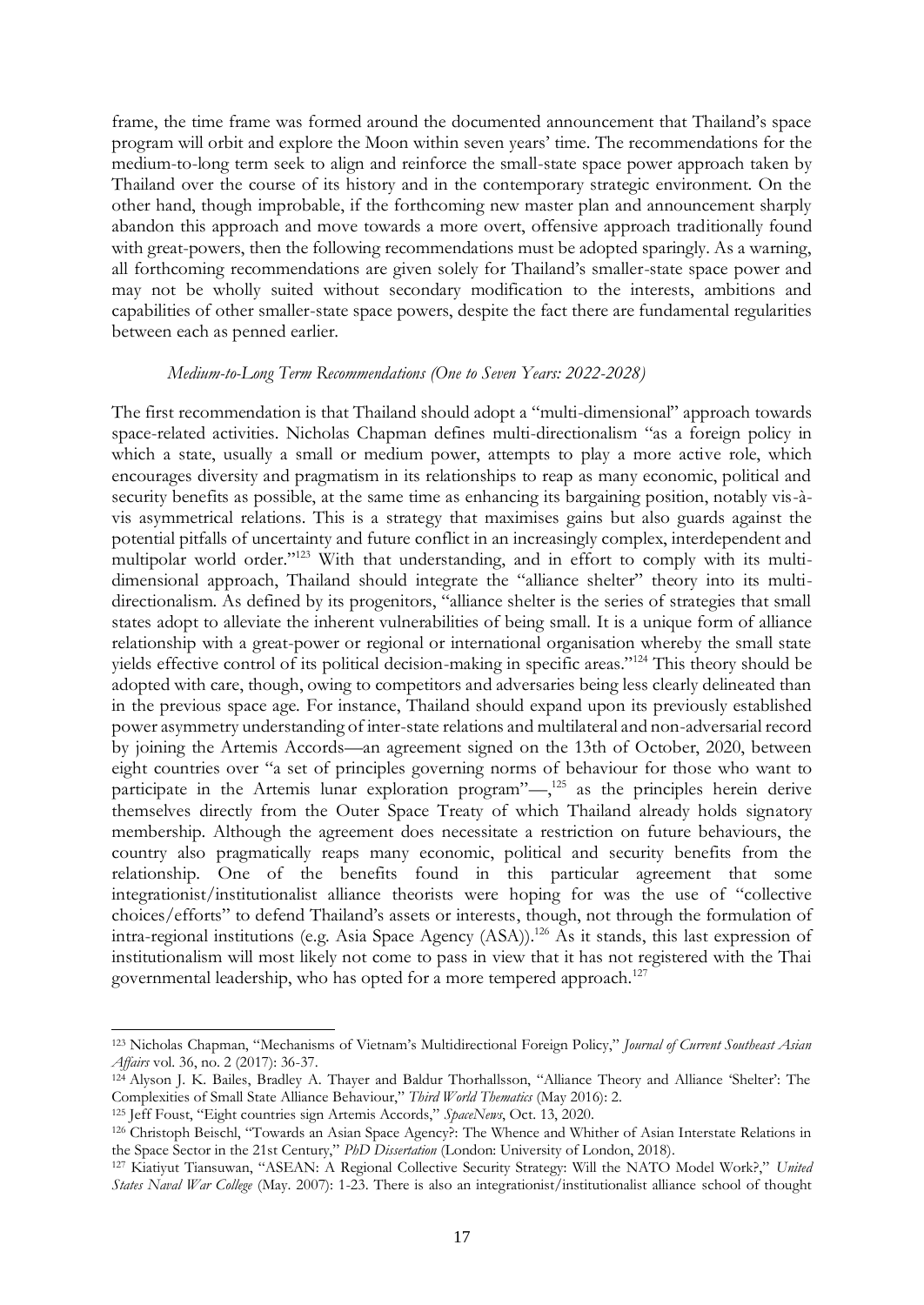frame, the time frame was formed around the documented announcement that Thailand's space program will orbit and explore the Moon within seven years' time. The recommendations for the medium-to-long term seek to align and reinforce the small-state space power approach taken by Thailand over the course of its history and in the contemporary strategic environment. On the other hand, though improbable, if the forthcoming new master plan and announcement sharply abandon this approach and move towards a more overt, offensive approach traditionally found with great-powers, then the following recommendations must be adopted sparingly. As a warning, all forthcoming recommendations are given solely for Thailand's smaller-state space power and may not be wholly suited without secondary modification to the interests, ambitions and capabilities of other smaller-state space powers, despite the fact there are fundamental regularities between each as penned earlier.

*Medium-to-Long Term Recommendations (One to Seven Years: 2022-2028)*

The first recommendation is that Thailand should adopt a "multi-dimensional" approach towards space-related activities. Nicholas Chapman defines multi-directionalism "as a foreign policy in which a state, usually a small or medium power, attempts to play a more active role, which encourages diversity and pragmatism in its relationships to reap as many economic, political and security benefits as possible, at the same time as enhancing its bargaining position, notably vis-à-vis asymmetrical relations. This is a strategy that maximises gains but also guards against the potential pitfalls of uncertainty and future conflict in an increasingly complex, interdependent and multipolar world order."[123] With that understanding, and in effort to comply with its multi-dimensional approach, Thailand should integrate the "alliance shelter" theory into its multi-directionalism. As defined by its progenitors, "alliance shelter is the series of strategies that small states adopt to alleviate the inherent vulnerabilities of being small. It is a unique form of alliance relationship with a great-power or regional or international organisation whereby the small state yields effective control of its political decision-making in specific areas."[124] This theory should be adopted with care, though, owing to competitors and adversaries being less clearly delineated than in the previous space age. For instance, Thailand should expand upon its previously established power asymmetry understanding of inter-state relations and multilateral and non-adversarial record by joining the Artemis Accords—an agreement signed on the 13th of October, 2020, between eight countries over "a set of principles governing norms of behaviour for those who want to participate in the Artemis lunar exploration program"—,[125] as the principles herein derive themselves directly from the Outer Space Treaty of which Thailand already holds signatory membership. Although the agreement does necessitate a restriction on future behaviours, the country also pragmatically reaps many economic, political and security benefits from the relationship. One of the benefits found in this particular agreement that some integrationist/institutionalist alliance theorists were hoping for was the use of "collective choices/efforts" to defend Thailand's assets or interests, though, not through the formulation of intra-regional institutions (e.g. Asia Space Agency (ASA)).[126] As it stands, this last expression of institutionalism will most likely not come to pass in view that it has not registered with the Thai governmental leadership, who has opted for a more tempered approach.[127]

---

[123] Nicholas Chapman, "Mechanisms of Vietnam's Multidirectional Foreign Policy," *Journal of Current Southeast Asian Affairs* vol. 36, no. 2 (2017): 36-37.

[124] Alyson J. K. Bailes, Bradley A. Thayer and Baldur Thorhallsson, "Alliance Theory and Alliance 'Shelter': The Complexities of Small State Alliance Behaviour," *Third World Thematics* (May 2016): 2.

[125] Jeff Foust, "Eight countries sign Artemis Accords," *SpaceNews*, Oct. 13, 2020.

[126] Christoph Beischl, "Towards an Asian Space Agency?: The Whence and Whither of Asian Interstate Relations in the Space Sector in the 21st Century," *PhD Dissertation* (London: University of London, 2018).

[127] Kiatiyut Tiansuwan, "ASEAN: A Regional Collective Security Strategy: Will the NATO Model Work?," *United States Naval War College* (May. 2007): 1-23. There is also an integrationist/institutionalist alliance school of thought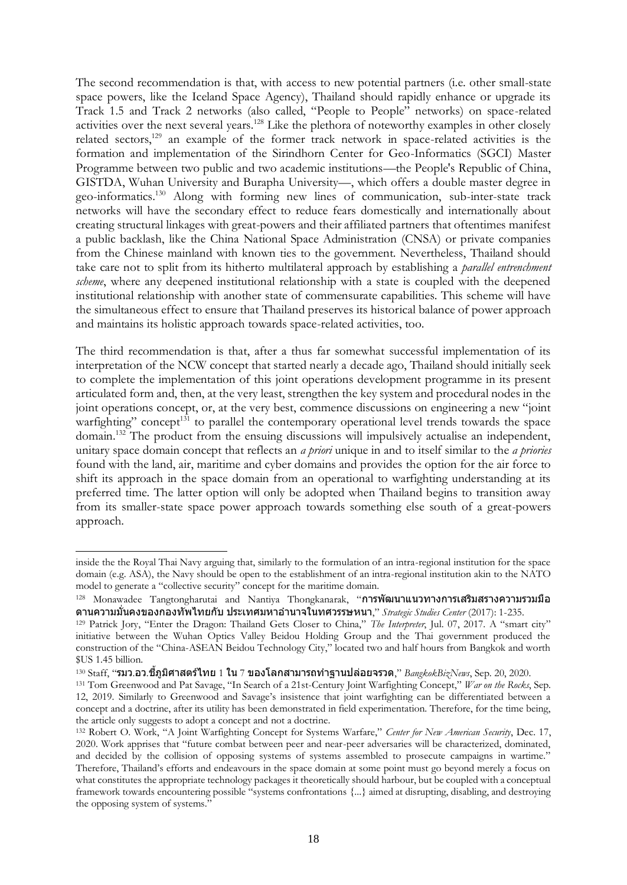The second recommendation is that, with access to new potential partners (i.e. other small-state space powers, like the Iceland Space Agency), Thailand should rapidly enhance or upgrade its Track 1.5 and Track 2 networks (also called, "People to People" networks) on space-related activities over the next several years.[128] Like the plethora of noteworthy examples in other closely related sectors,[129] an example of the former track network in space-related activities is the formation and implementation of the Sirindhorn Center for Geo-Informatics (SGCI) Master Programme between two public and two academic institutions—the People's Republic of China, GISTDA, Wuhan University and Burapha University—, which offers a double master degree in geo-informatics.[130] Along with forming new lines of communication, sub-inter-state track networks will have the secondary effect to reduce fears domestically and internationally about creating structural linkages with great-powers and their affiliated partners that oftentimes manifest a public backlash, like the China National Space Administration (CNSA) or private companies from the Chinese mainland with known ties to the government. Nevertheless, Thailand should take care not to split from its hitherto multilateral approach by establishing a *parallel entrenchment scheme*, where any deepened institutional relationship with a state is coupled with the deepened institutional relationship with another state of commensurate capabilities. This scheme will have the simultaneous effect to ensure that Thailand preserves its historical balance of power approach and maintains its holistic approach towards space-related activities, too.

The third recommendation is that, after a thus far somewhat successful implementation of its interpretation of the NCW concept that started nearly a decade ago, Thailand should initially seek to complete the implementation of this joint operations development programme in its present articulated form and, then, at the very least, strengthen the key system and procedural nodes in the joint operations concept, or, at the very best, commence discussions on engineering a new "joint warfighting" concept[131] to parallel the contemporary operational level trends towards the space domain.[132] The product from the ensuing discussions will impulsively actualise an independent, unitary space domain concept that reflects an *a priori* unique in and to itself similar to the *a priories* found with the land, air, maritime and cyber domains and provides the option for the air force to shift its approach in the space domain from an operational to warfighting understanding at its preferred time. The latter option will only be adopted when Thailand begins to transition away from its smaller-state space power approach towards something else south of a great-powers approach.

---

inside the the Royal Thai Navy arguing that, similarly to the formulation of an intra-regional institution for the space domain (e.g. ASA), the Navy should be open to the establishment of an intra-regional institution akin to the NATO model to generate a "collective security" concept for the maritime domain.

[128] Monawadee Tangtongharutai and Nantiya Thongkanarak, "**การพัฒนาแนวทางการเสริมสรางความรวมมือดานความมั่นคงของกองทัพไทยกับ ประเทศมหาอำนาจในทศวรรษหนา**," *Strategic Studies Center* (2017): 1-235.

[129] Patrick Jory, "Enter the Dragon: Thailand Gets Closer to China," *The Interpreter*, Jul. 07, 2017. A "smart city" initiative between the Wuhan Optics Valley Beidou Holding Group and the Thai government produced the construction of the "China-ASEAN Beidou Technology City," located two and half hours from Bangkok and worth $US 1.45 billion.

[130] Staff, "**รมว.อว.ชี้ภูมิศาสตร์ไทย** 1 **ใน** 7 **ของโลกสามารถทำฐานปล่อยจรวด**," *BangkokBizNews*, Sep. 20, 2020.

[131] Tom Greenwood and Pat Savage, "In Search of a 21st-Century Joint Warfighting Concept," *War on the Rocks*, Sep. 12, 2019. Similarly to Greenwood and Savage's insistence that joint warfighting can be differentiated between a concept and a doctrine, after its utility has been demonstrated in field experimentation. Therefore, for the time being, the article only suggests to adopt a concept and not a doctrine.

[132] Robert O. Work, "A Joint Warfighting Concept for Systems Warfare," *Center for New American Security*, Dec. 17, 2020. Work apprises that "future combat between peer and near-peer adversaries will be characterized, dominated, and decided by the collision of opposing systems of systems assembled to prosecute campaigns in wartime." Therefore, Thailand's efforts and endeavours in the space domain at some point must go beyond merely a focus on what constitutes the appropriate technology packages it theoretically should harbour, but be coupled with a conceptual framework towards encountering possible "systems confrontations {...} aimed at disrupting, disabling, and destroying the opposing system of systems."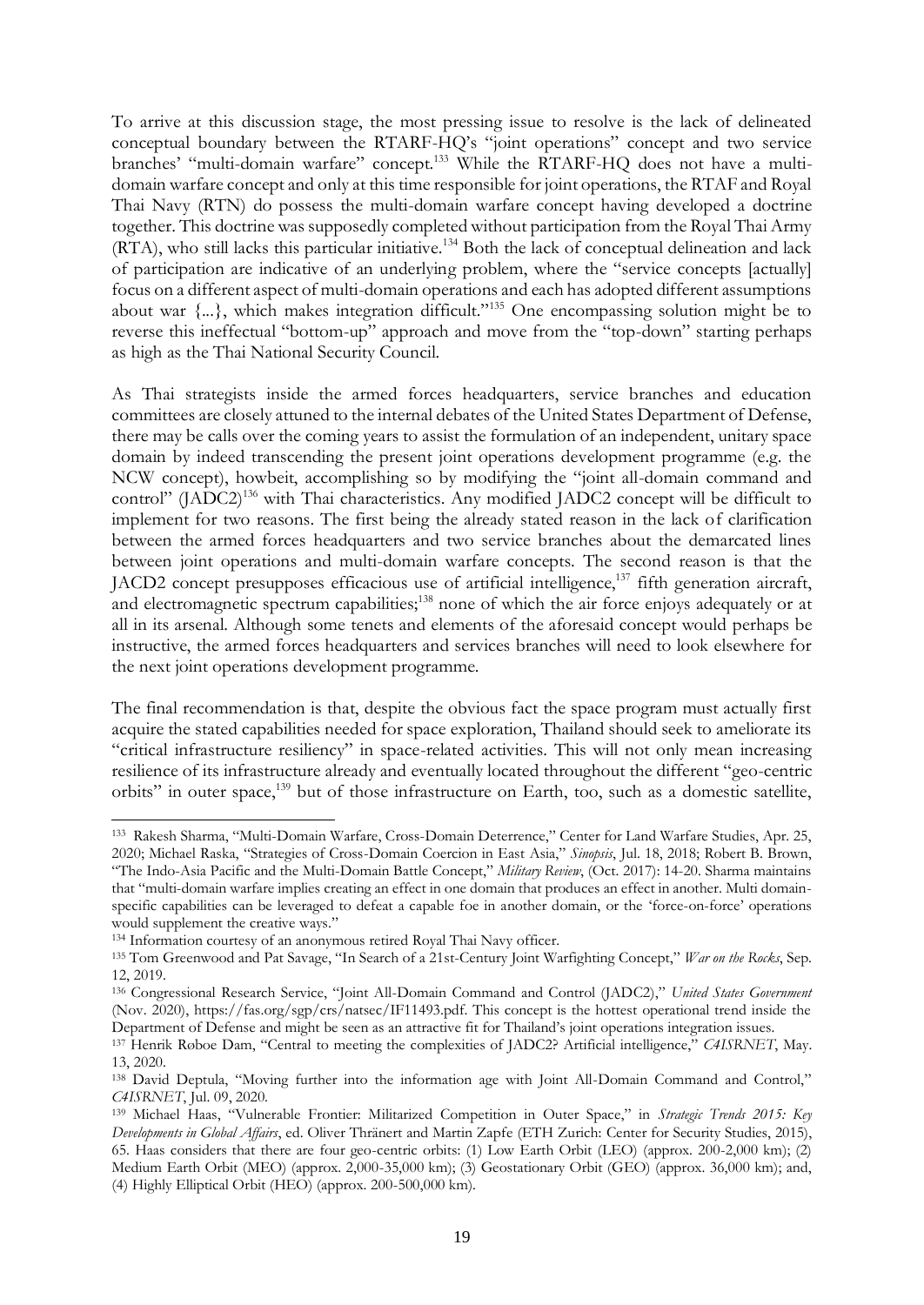To arrive at this discussion stage, the most pressing issue to resolve is the lack of delineated conceptual boundary between the RTARF-HQ's "joint operations" concept and two service branches' "multi-domain warfare" concept.[133] While the RTARF-HQ does not have a multi-domain warfare concept and only at this time responsible for joint operations, the RTAF and Royal Thai Navy (RTN) do possess the multi-domain warfare concept having developed a doctrine together. This doctrine was supposedly completed without participation from the Royal Thai Army (RTA), who still lacks this particular initiative.[134] Both the lack of conceptual delineation and lack of participation are indicative of an underlying problem, where the "service concepts [actually] focus on a different aspect of multi-domain operations and each has adopted different assumptions about war {...}, which makes integration difficult."[135] One encompassing solution might be to reverse this ineffectual "bottom-up" approach and move from the "top-down" starting perhaps as high as the Thai National Security Council.

As Thai strategists inside the armed forces headquarters, service branches and education committees are closely attuned to the internal debates of the United States Department of Defense, there may be calls over the coming years to assist the formulation of an independent, unitary space domain by indeed transcending the present joint operations development programme (e.g. the NCW concept), howbeit, accomplishing so by modifying the "joint all-domain command and control" (JADC2)[136] with Thai characteristics. Any modified JADC2 concept will be difficult to implement for two reasons. The first being the already stated reason in the lack of clarification between the armed forces headquarters and two service branches about the demarcated lines between joint operations and multi-domain warfare concepts. The second reason is that the JACD2 concept presupposes efficacious use of artificial intelligence,[137] fifth generation aircraft, and electromagnetic spectrum capabilities;[138] none of which the air force enjoys adequately or at all in its arsenal. Although some tenets and elements of the aforesaid concept would perhaps be instructive, the armed forces headquarters and services branches will need to look elsewhere for the next joint operations development programme.

The final recommendation is that, despite the obvious fact the space program must actually first acquire the stated capabilities needed for space exploration, Thailand should seek to ameliorate its "critical infrastructure resiliency" in space-related activities. This will not only mean increasing resilience of its infrastructure already and eventually located throughout the different "geo-centric orbits" in outer space,[139] but of those infrastructure on Earth, too, such as a domestic satellite,

---

[133] Rakesh Sharma, "Multi-Domain Warfare, Cross-Domain Deterrence," Center for Land Warfare Studies, Apr. 25, 2020; Michael Raska, "Strategies of Cross-Domain Coercion in East Asia," *Sinopsis*, Jul. 18, 2018; Robert B. Brown, "The Indo-Asia Pacific and the Multi-Domain Battle Concept," *Military Review*, (Oct. 2017): 14-20. Sharma maintains that "multi-domain warfare implies creating an effect in one domain that produces an effect in another. Multi domain-specific capabilities can be leveraged to defeat a capable foe in another domain, or the 'force-on-force' operations would supplement the creative ways."

[134] Information courtesy of an anonymous retired Royal Thai Navy officer.

[135] Tom Greenwood and Pat Savage, "In Search of a 21st-Century Joint Warfighting Concept," *War on the Rocks*, Sep. 12, 2019.

[136] Congressional Research Service, "Joint All-Domain Command and Control (JADC2)," *United States Government* (Nov. 2020), https://fas.org/sgp/crs/natsec/IF11493.pdf. This concept is the hottest operational trend inside the Department of Defense and might be seen as an attractive fit for Thailand's joint operations integration issues.

[137] Henrik Røboe Dam, "Central to meeting the complexities of JADC2? Artificial intelligence," *C4ISRNET*, May. 13, 2020.

[138] David Deptula, "Moving further into the information age with Joint All-Domain Command and Control," *C4ISRNET*, Jul. 09, 2020.

[139] Michael Haas, "Vulnerable Frontier: Militarized Competition in Outer Space," in *Strategic Trends 2015: Key Developments in Global Affairs*, ed. Oliver Thränert and Martin Zapfe (ETH Zurich: Center for Security Studies, 2015), 65. Haas considers that there are four geo-centric orbits: (1) Low Earth Orbit (LEO) (approx. 200-2,000 km); (2) Medium Earth Orbit (MEO) (approx. 2,000-35,000 km); (3) Geostationary Orbit (GEO) (approx. 36,000 km); and, (4) Highly Elliptical Orbit (HEO) (approx. 200-500,000 km).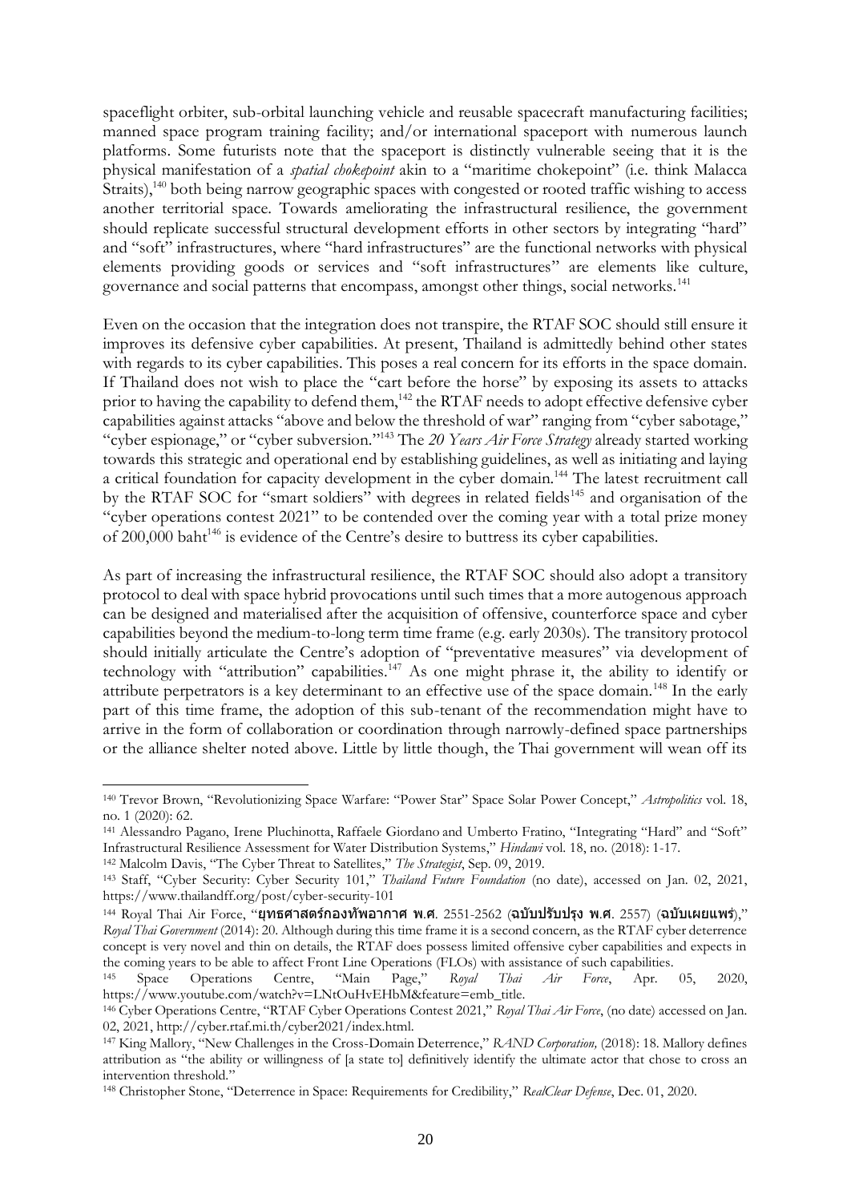spaceflight orbiter, sub-orbital launching vehicle and reusable spacecraft manufacturing facilities; manned space program training facility; and/or international spaceport with numerous launch platforms. Some futurists note that the spaceport is distinctly vulnerable seeing that it is the physical manifestation of a *spatial chokepoint* akin to a "maritime chokepoint" (i.e. think Malacca Straits),[140] both being narrow geographic spaces with congested or rooted traffic wishing to access another territorial space. Towards ameliorating the infrastructural resilience, the government should replicate successful structural development efforts in other sectors by integrating "hard" and "soft" infrastructures, where "hard infrastructures" are the functional networks with physical elements providing goods or services and "soft infrastructures" are elements like culture, governance and social patterns that encompass, amongst other things, social networks.[141]

Even on the occasion that the integration does not transpire, the RTAF SOC should still ensure it improves its defensive cyber capabilities. At present, Thailand is admittedly behind other states with regards to its cyber capabilities. This poses a real concern for its efforts in the space domain. If Thailand does not wish to place the "cart before the horse" by exposing its assets to attacks prior to having the capability to defend them,[142] the RTAF needs to adopt effective defensive cyber capabilities against attacks "above and below the threshold of war" ranging from "cyber sabotage," "cyber espionage," or "cyber subversion."[143] The *20 Years Air Force Strategy* already started working towards this strategic and operational end by establishing guidelines, as well as initiating and laying a critical foundation for capacity development in the cyber domain.[144] The latest recruitment call by the RTAF SOC for "smart soldiers" with degrees in related fields[145] and organisation of the "cyber operations contest 2021" to be contended over the coming year with a total prize money of 200,000 baht[146] is evidence of the Centre's desire to buttress its cyber capabilities.

As part of increasing the infrastructural resilience, the RTAF SOC should also adopt a transitory protocol to deal with space hybrid provocations until such times that a more autogenous approach can be designed and materialised after the acquisition of offensive, counterforce space and cyber capabilities beyond the medium-to-long term time frame (e.g. early 2030s). The transitory protocol should initially articulate the Centre's adoption of "preventative measures" via development of technology with "attribution" capabilities.[147] As one might phrase it, the ability to identify or attribute perpetrators is a key determinant to an effective use of the space domain.[148] In the early part of this time frame, the adoption of this sub-tenant of the recommendation might have to arrive in the form of collaboration or coordination through narrowly-defined space partnerships or the alliance shelter noted above. Little by little though, the Thai government will wean off its

---

[140] Trevor Brown, "Revolutionizing Space Warfare: "Power Star" Space Solar Power Concept," *Astropolitics* vol. 18, no. 1 (2020): 62.

[141] Alessandro Pagano, Irene Pluchinotta, Raffaele Giordano and Umberto Fratino, "Integrating "Hard" and "Soft" Infrastructural Resilience Assessment for Water Distribution Systems," *Hindawi* vol. 18, no. (2018): 1-17.

[142] Malcolm Davis, "The Cyber Threat to Satellites," *The Strategist*, Sep. 09, 2019.

[143] Staff, "Cyber Security: Cyber Security 101," *Thailand Future Foundation* (no date), accessed on Jan. 02, 2021, https://www.thailandff.org/post/cyber-security-101

[144] Royal Thai Air Force, "ยุทธศาสตร์กองทัพอากาศ พ.ศ. 2551-2562 (ฉบับปรับปรุง พ.ศ. 2557) (ฉบับเผยแพร่)," *Royal Thai Government* (2014): 20. Although during this time frame it is a second concern, as the RTAF cyber deterrence concept is very novel and thin on details, the RTAF does possess limited offensive cyber capabilities and expects in the coming years to be able to affect Front Line Operations (FLOs) with assistance of such capabilities.

[145] Space Operations Centre, "Main Page," *Royal Thai Air Force*, Apr. 05, 2020, https://www.youtube.com/watch?v=LNtOuHvEHbM&feature=emb_title.

[146] Cyber Operations Centre, "RTAF Cyber Operations Contest 2021," *Royal Thai Air Force*, (no date) accessed on Jan. 02, 2021, http://cyber.rtaf.mi.th/cyber2021/index.html.

[147] King Mallory, "New Challenges in the Cross-Domain Deterrence," *RAND Corporation,* (2018): 18. Mallory defines attribution as "the ability or willingness of [a state to] definitively identify the ultimate actor that chose to cross an intervention threshold."

[148] Christopher Stone, "Deterrence in Space: Requirements for Credibility," *RealClear Defense*, Dec. 01, 2020.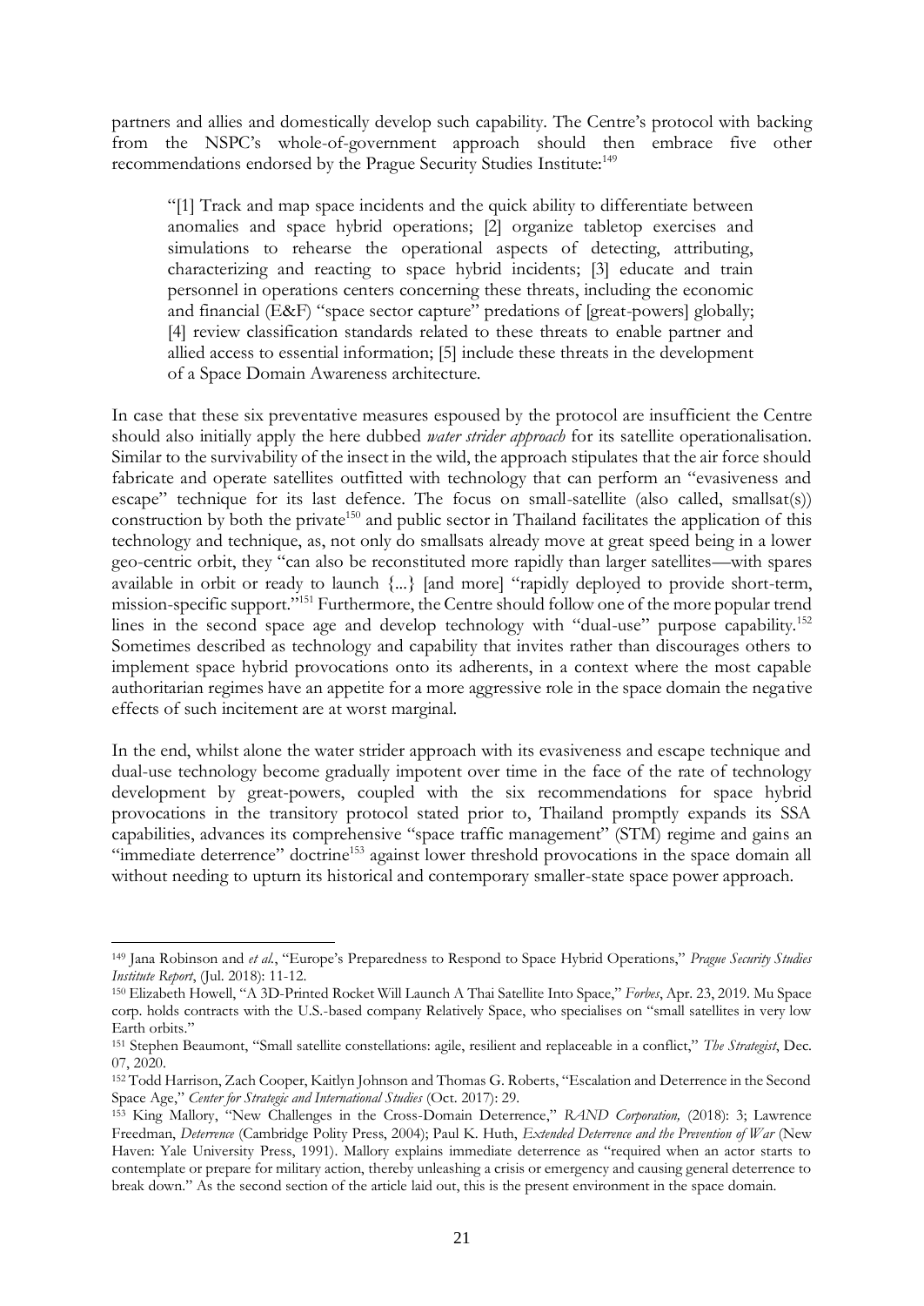partners and allies and domestically develop such capability. The Centre's protocol with backing from the NSPC's whole-of-government approach should then embrace five other recommendations endorsed by the Prague Security Studies Institute:[149]

> "[1] Track and map space incidents and the quick ability to differentiate between anomalies and space hybrid operations; [2] organize tabletop exercises and simulations to rehearse the operational aspects of detecting, attributing, characterizing and reacting to space hybrid incidents; [3] educate and train personnel in operations centers concerning these threats, including the economic and financial (E&F) "space sector capture" predations of [great-powers] globally; [4] review classification standards related to these threats to enable partner and allied access to essential information; [5] include these threats in the development of a Space Domain Awareness architecture.

In case that these six preventative measures espoused by the protocol are insufficient the Centre should also initially apply the here dubbed *water strider approach* for its satellite operationalisation. Similar to the survivability of the insect in the wild, the approach stipulates that the air force should fabricate and operate satellites outfitted with technology that can perform an "evasiveness and escape" technique for its last defence. The focus on small-satellite (also called, smallsat(s)) construction by both the private[150] and public sector in Thailand facilitates the application of this technology and technique, as, not only do smallsats already move at great speed being in a lower geo-centric orbit, they "can also be reconstituted more rapidly than larger satellites—with spares available in orbit or ready to launch {...} [and more] "rapidly deployed to provide short-term, mission-specific support."[151] Furthermore, the Centre should follow one of the more popular trend lines in the second space age and develop technology with "dual-use" purpose capability.[152] Sometimes described as technology and capability that invites rather than discourages others to implement space hybrid provocations onto its adherents, in a context where the most capable authoritarian regimes have an appetite for a more aggressive role in the space domain the negative effects of such incitement are at worst marginal.

In the end, whilst alone the water strider approach with its evasiveness and escape technique and dual-use technology become gradually impotent over time in the face of the rate of technology development by great-powers, coupled with the six recommendations for space hybrid provocations in the transitory protocol stated prior to, Thailand promptly expands its SSA capabilities, advances its comprehensive "space traffic management" (STM) regime and gains an "immediate deterrence" doctrine[153] against lower threshold provocations in the space domain all without needing to upturn its historical and contemporary smaller-state space power approach.

---

[149] Jana Robinson and *et al.*, "Europe's Preparedness to Respond to Space Hybrid Operations," *Prague Security Studies Institute Report*, (Jul. 2018): 11-12.

[150] Elizabeth Howell, "A 3D-Printed Rocket Will Launch A Thai Satellite Into Space," *Forbes*, Apr. 23, 2019. Mu Space corp. holds contracts with the U.S.-based company Relatively Space, who specialises on "small satellites in very low Earth orbits."

[151] Stephen Beaumont, "Small satellite constellations: agile, resilient and replaceable in a conflict," *The Strategist*, Dec. 07, 2020.

[152] Todd Harrison, Zach Cooper, Kaitlyn Johnson and Thomas G. Roberts, "Escalation and Deterrence in the Second Space Age," *Center for Strategic and International Studies* (Oct. 2017): 29.

[153] King Mallory, "New Challenges in the Cross-Domain Deterrence," *RAND Corporation,* (2018): 3; Lawrence Freedman, *Deterrence* (Cambridge Polity Press, 2004); Paul K. Huth, *Extended Deterrence and the Prevention of War* (New Haven: Yale University Press, 1991). Mallory explains immediate deterrence as "required when an actor starts to contemplate or prepare for military action, thereby unleashing a crisis or emergency and causing general deterrence to break down." As the second section of the article laid out, this is the present environment in the space domain.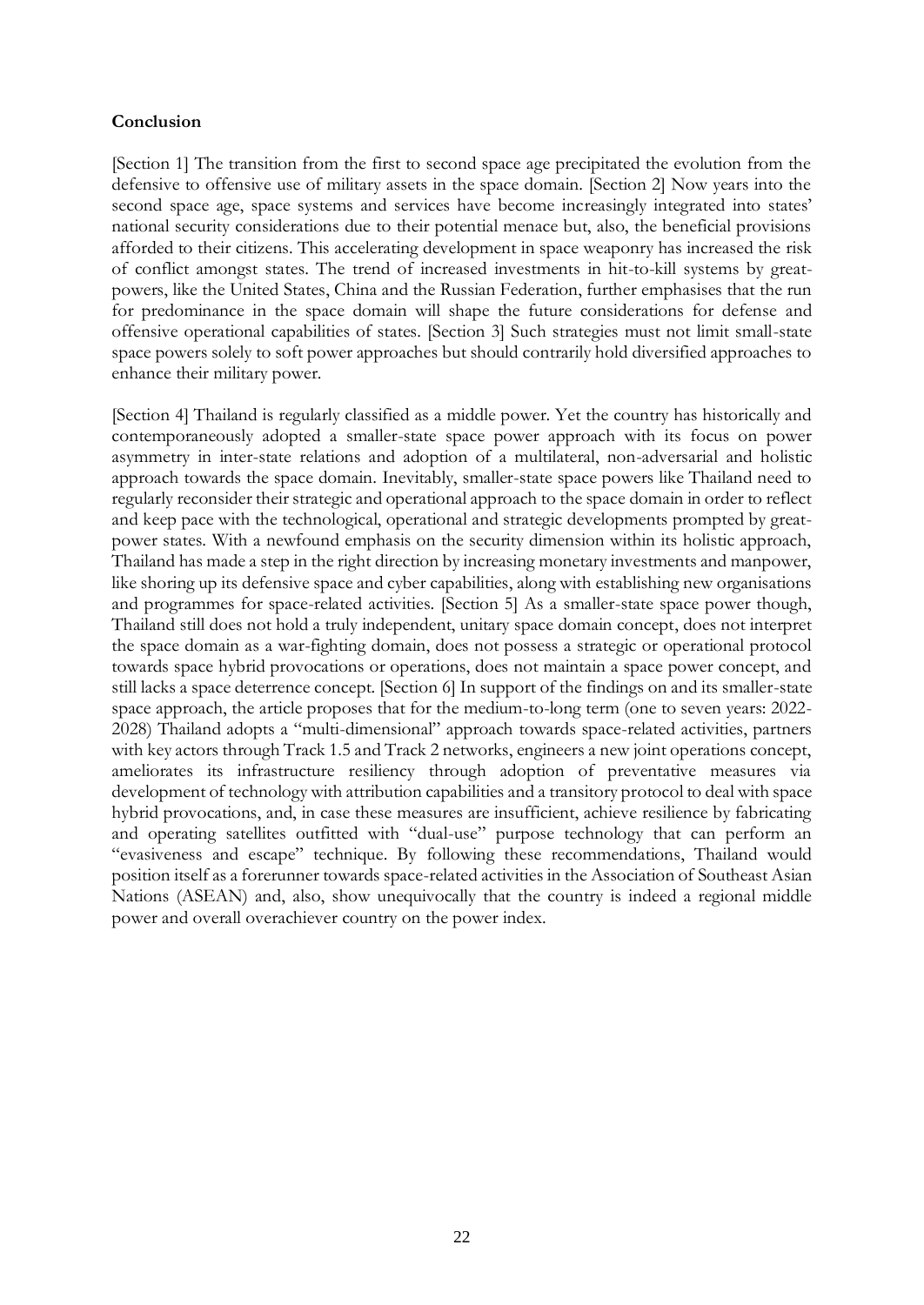**Conclusion**

[Section 1] The transition from the first to second space age precipitated the evolution from the defensive to offensive use of military assets in the space domain. [Section 2] Now years into the second space age, space systems and services have become increasingly integrated into states' national security considerations due to their potential menace but, also, the beneficial provisions afforded to their citizens. This accelerating development in space weaponry has increased the risk of conflict amongst states. The trend of increased investments in hit-to-kill systems by great-powers, like the United States, China and the Russian Federation, further emphasises that the run for predominance in the space domain will shape the future considerations for defense and offensive operational capabilities of states. [Section 3] Such strategies must not limit small-state space powers solely to soft power approaches but should contrarily hold diversified approaches to enhance their military power.

[Section 4] Thailand is regularly classified as a middle power. Yet the country has historically and contemporaneously adopted a smaller-state space power approach with its focus on power asymmetry in inter-state relations and adoption of a multilateral, non-adversarial and holistic approach towards the space domain. Inevitably, smaller-state space powers like Thailand need to regularly reconsider their strategic and operational approach to the space domain in order to reflect and keep pace with the technological, operational and strategic developments prompted by great-power states. With a newfound emphasis on the security dimension within its holistic approach, Thailand has made a step in the right direction by increasing monetary investments and manpower, like shoring up its defensive space and cyber capabilities, along with establishing new organisations and programmes for space-related activities. [Section 5] As a smaller-state space power though, Thailand still does not hold a truly independent, unitary space domain concept, does not interpret the space domain as a war-fighting domain, does not possess a strategic or operational protocol towards space hybrid provocations or operations, does not maintain a space power concept, and still lacks a space deterrence concept. [Section 6] In support of the findings on and its smaller-state space approach, the article proposes that for the medium-to-long term (one to seven years: 2022-2028) Thailand adopts a "multi-dimensional" approach towards space-related activities, partners with key actors through Track 1.5 and Track 2 networks, engineers a new joint operations concept, ameliorates its infrastructure resiliency through adoption of preventative measures via development of technology with attribution capabilities and a transitory protocol to deal with space hybrid provocations, and, in case these measures are insufficient, achieve resilience by fabricating and operating satellites outfitted with "dual-use" purpose technology that can perform an "evasiveness and escape" technique. By following these recommendations, Thailand would position itself as a forerunner towards space-related activities in the Association of Southeast Asian Nations (ASEAN) and, also, show unequivocally that the country is indeed a regional middle power and overall overachiever country on the power index.